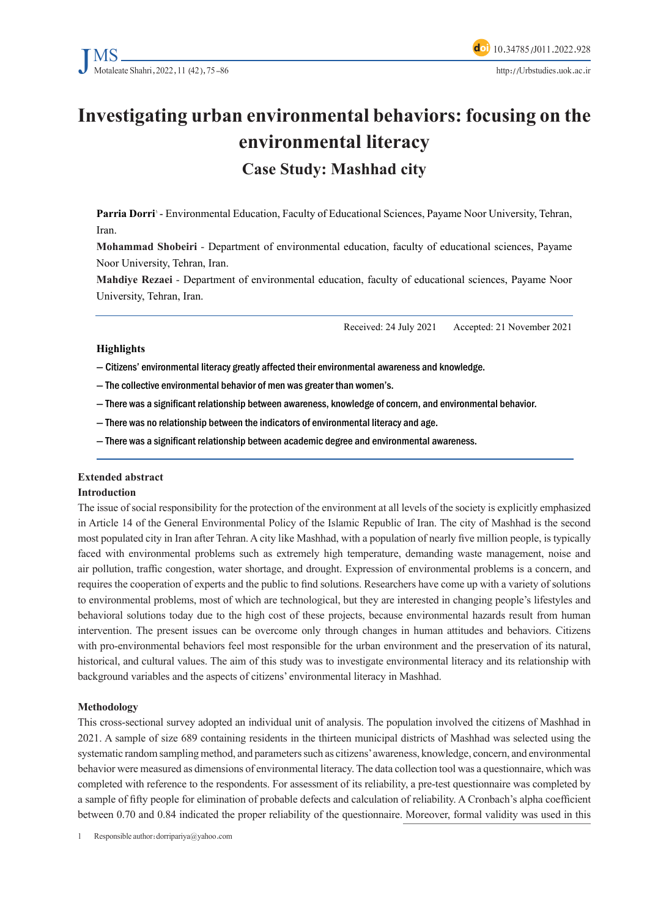# Investigating urban environmental behaviors: focusing on the environmental literacy

## Case Study: Mashhad city

**Parria Dorri**[1] - Environmental Education, Faculty of Educational Sciences, Payame Noor University, Tehran, Iran.

**Mohammad Shobeiri** - Department of environmental education, faculty of educational sciences, Payame Noor University, Tehran, Iran.

**Mahdiye Rezaei** - Department of environmental education, faculty of educational sciences, Payame Noor University, Tehran, Iran.

Received: 24 July 2021 Accepted: 21 November 2021

### Highlights

— Citizens' environmental literacy greatly affected their environmental awareness and knowledge.

— The collective environmental behavior of men was greater than women's.

— There was a significant relationship between awareness, knowledge of concern, and environmental behavior.

— There was no relationship between the indicators of environmental literacy and age.

— There was a significant relationship between academic degree and environmental awareness.

### Extended abstract

#### Introduction

The issue of social responsibility for the protection of the environment at all levels of the society is explicitly emphasized in Article 14 of the General Environmental Policy of the Islamic Republic of Iran. The city of Mashhad is the second most populated city in Iran after Tehran. A city like Mashhad, with a population of nearly five million people, is typically faced with environmental problems such as extremely high temperature, demanding waste management, noise and air pollution, traffic congestion, water shortage, and drought. Expression of environmental problems is a concern, and requires the cooperation of experts and the public to find solutions. Researchers have come up with a variety of solutions to environmental problems, most of which are technological, but they are interested in changing people's lifestyles and behavioral solutions today due to the high cost of these projects, because environmental hazards result from human intervention. The present issues can be overcome only through changes in human attitudes and behaviors. Citizens with pro-environmental behaviors feel most responsible for the urban environment and the preservation of its natural, historical, and cultural values. The aim of this study was to investigate environmental literacy and its relationship with background variables and the aspects of citizens' environmental literacy in Mashhad.

#### Methodology

This cross-sectional survey adopted an individual unit of analysis. The population involved the citizens of Mashhad in 2021. A sample of size 689 containing residents in the thirteen municipal districts of Mashhad was selected using the systematic random sampling method, and parameters such as citizens' awareness, knowledge, concern, and environmental behavior were measured as dimensions of environmental literacy. The data collection tool was a questionnaire, which was completed with reference to the respondents. For assessment of its reliability, a pre-test questionnaire was completed by a sample of fifty people for elimination of probable defects and calculation of reliability. A Cronbach's alpha coefficient between 0.70 and 0.84 indicated the proper reliability of the questionnaire. Moreover, formal validity was used in this

1 Responsible author: dorripariya@yahoo.com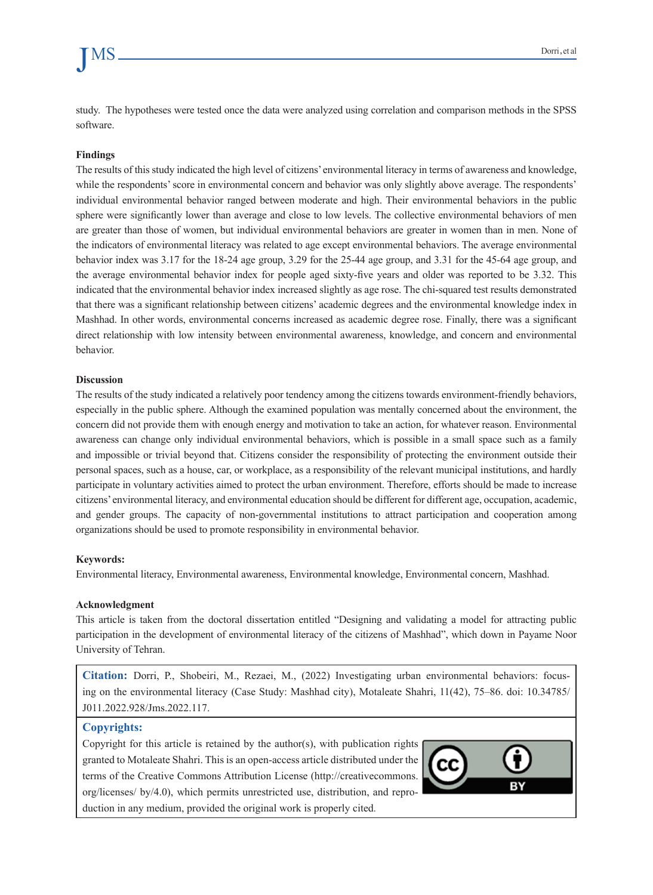study. The hypotheses were tested once the data were analyzed using correlation and comparison methods in the SPSS software.

**Findings**

The results of this study indicated the high level of citizens' environmental literacy in terms of awareness and knowledge, while the respondents' score in environmental concern and behavior was only slightly above average. The respondents' individual environmental behavior ranged between moderate and high. Their environmental behaviors in the public sphere were significantly lower than average and close to low levels. The collective environmental behaviors of men are greater than those of women, but individual environmental behaviors are greater in women than in men. None of the indicators of environmental literacy was related to age except environmental behaviors. The average environmental behavior index was 3.17 for the 18-24 age group, 3.29 for the 25-44 age group, and 3.31 for the 45-64 age group, and the average environmental behavior index for people aged sixty-five years and older was reported to be 3.32. This indicated that the environmental behavior index increased slightly as age rose. The chi-squared test results demonstrated that there was a significant relationship between citizens' academic degrees and the environmental knowledge index in Mashhad. In other words, environmental concerns increased as academic degree rose. Finally, there was a significant direct relationship with low intensity between environmental awareness, knowledge, and concern and environmental behavior.

**Discussion**

The results of the study indicated a relatively poor tendency among the citizens towards environment-friendly behaviors, especially in the public sphere. Although the examined population was mentally concerned about the environment, the concern did not provide them with enough energy and motivation to take an action, for whatever reason. Environmental awareness can change only individual environmental behaviors, which is possible in a small space such as a family and impossible or trivial beyond that. Citizens consider the responsibility of protecting the environment outside their personal spaces, such as a house, car, or workplace, as a responsibility of the relevant municipal institutions, and hardly participate in voluntary activities aimed to protect the urban environment. Therefore, efforts should be made to increase citizens' environmental literacy, and environmental education should be different for different age, occupation, academic, and gender groups. The capacity of non-governmental institutions to attract participation and cooperation among organizations should be used to promote responsibility in environmental behavior.

**Keywords:**

Environmental literacy, Environmental awareness, Environmental knowledge, Environmental concern, Mashhad.

**Acknowledgment**

This article is taken from the doctoral dissertation entitled "Designing and validating a model for attracting public participation in the development of environmental literacy of the citizens of Mashhad", which down in Payame Noor University of Tehran.

**Citation:** Dorri, P., Shobeiri, M., Rezaei, M., (2022) Investigating urban environmental behaviors: focusing on the environmental literacy (Case Study: Mashhad city), Motaleate Shahri, 11(42), 75–86. doi: 10.34785/J011.2022.928/Jms.2022.117.

**Copyrights:**

Copyright for this article is retained by the author(s), with publication rights granted to Motaleate Shahri. This is an open-access article distributed under the terms of the Creative Commons Attribution License (http://creativecommons.org/licenses/ by/4.0), which permits unrestricted use, distribution, and reproduction in any medium, provided the original work is properly cited.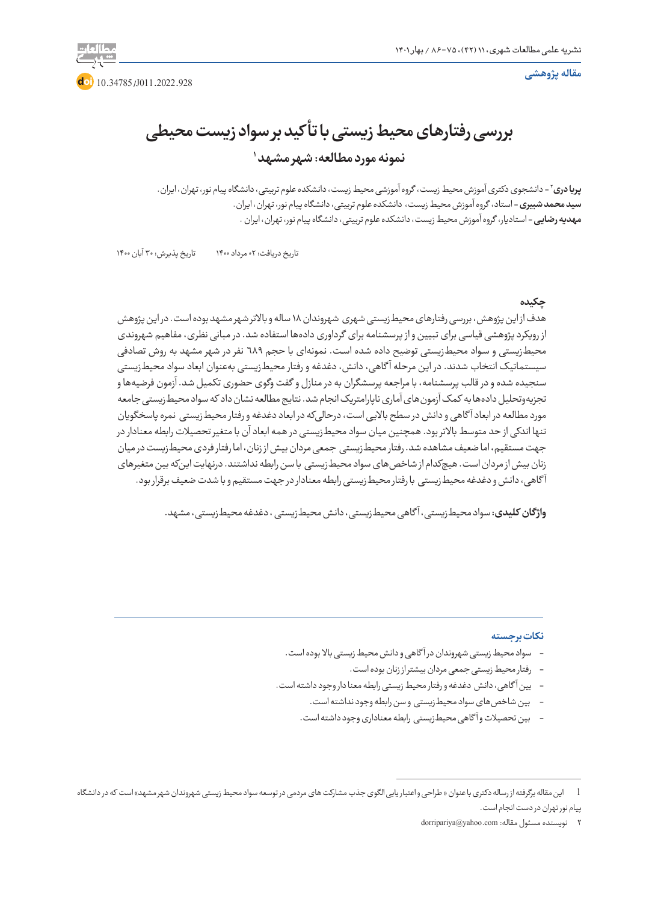مقاله پژوهشی

10.34785/J011.2022.928

# بررسی رفتارهای محیط زیستی با تأکید بر سواد زیست محیطی

## نمونه مورد مطالعه: شهر مشهد [1]

**پریا دری** [2] - دانشجوی دکتری آموزش محیط زیست، گروه آموزشی محیط زیست، دانشکده علوم تربیتی، دانشگاه پیام نور، تهران، ایران.
**سید محمد شبیری** - استاد، گروه آموزش محیط زیست، دانشکده علوم تربیتی، دانشگاه پیام نور، تهران، ایران.
**مهدیه رضایی** - استادیار، گروه آموزش محیط زیست، دانشکده علوم تربیتی، دانشگاه پیام نور، تهران، ایران.

تاریخ دریافت: ۰۲ مرداد ۱۴۰۰ تاریخ پذیرش: ۳۰ آبان ۱۴۰۰

### چکیده

هدف از این پژوهش، بررسی رفتارهای محیط زیستی شهری شهروندان ۱۸ ساله و بالاتر شهر مشهد بوده است. در این پژوهش از رویکرد پژوهشی قیاسی برای تبیین و از پرسشنامه برای گرداوری داده‌ها استفاده شد. در مبانی نظری، مفاهیم شهروندی محیط‌زیستی و سواد محیط‌زیستی توضیح داده شده است. نمونه‌ای با حجم ٦٨٩ نفر در شهر مشهد به روش تصادفی سیستماتیک انتخاب شدند. در این مرحله آگاهی، دانش، دغدغه و رفتار محیط‌زیستی به‌عنوان ابعاد سواد محیط‌زیستی سنجیده شده و در قالب پرسشنامه، با مراجعه پرسشگران به در منازل و گفت وگوی حضوری تکمیل شد. آزمون فرضیه‌ها و تجزیه‌وتحلیل داده‌ها به کمک آزمون‌های آماری ناپارامتریک انجام شد. نتایج مطالعه نشان داد که سواد محیط‌زیستی جامعه مورد مطالعه در ابعاد آگاهی و دانش در سطح بالایی است، درحالی‌که در ابعاد دغدغه و رفتار محیط‌زیستی نمره پاسخگویان تنها اندکی از حد متوسط بالاتر بود. همچنین میان سواد محیط‌زیستی در همه ابعاد آن با متغیر تحصیلات رابطه معنادار در جهت مستقیم، اما ضعیف مشاهده شد. رفتار محیط‌زیستی جمعی مردان بیش از زنان، اما رفتار فردی محیط زیست در میان زنان بیش از مردان است. هیچ‌کدام از شاخص‌های سواد محیط‌زیستی با سن رابطه نداشتند. درنهایت این‌که بین متغیرهای آگاهی، دانش و دغدغه محیط‌زیستی با رفتار محیط‌زیستی رابطه معنادار در جهت مستقیم و با شدت ضعیف برقرار بود.

**واژگان کلیدی:** سواد محیط‌زیستی، آگاهی محیط‌زیستی، دانش محیط‌زیستی، دغدغه محیط‌زیستی، مشهد.

### نکات برجسته

- سواد محیط زیستی شهروندان در آگاهی و دانش محیط زیستی بالا بوده است.
- رفتار محیط زیستی جمعی مردان بیشتر از زنان بوده است.
- بین آگاهی، دانش دغدغه و رفتار محیط زیستی رابطه معنا دار وجود داشته است.
- بین شاخص‌های سواد محیط‌زیستی و سن رابطه وجود نداشته است.
- بین تحصیلات و آگاهی محیط‌زیستی رابطه معناداری وجود داشته است.

---

[1] این مقاله برگرفته از رساله دکتری با عنوان «طراحی و اعتباریابی الگوی جذب مشارکت های مردمی در توسعه سواد محیط زیستی شهروندان شهر مشهد» است که در دانشگاه پیام نور تهران در دست انجام است.

[2] نویسنده مسئول مقاله: dorripariya@yahoo.com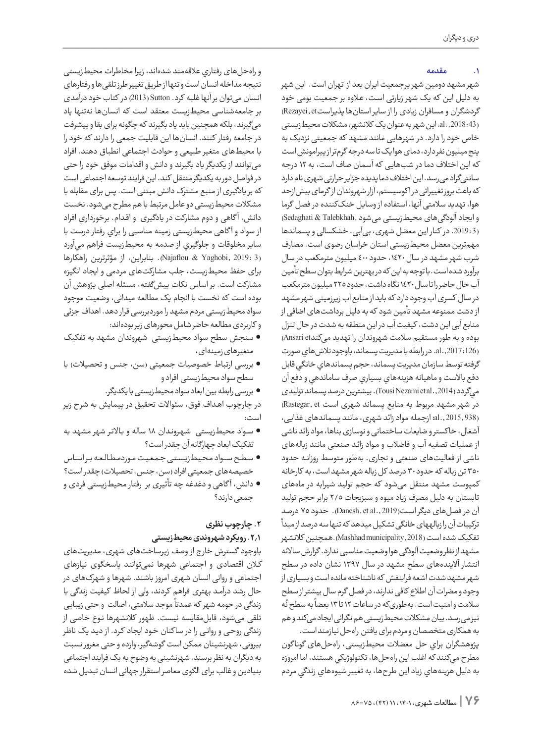## ۱. مقدمه

شهر مشهد دومین شهر پرجمعیت ایران بعد از تهران است. این شهر به دلیل این که یک شهر زیارتی است، علاوه بر جمعیت بومی خود گردشگران و مسافران زیادی را از سایر استان‌ها پذیراست (Rezayei, et al., 2018:43). این شهر به عنوان یک کلانشهر، مشکلات محیط زیستی خاص خود را دارد. در شهرهایی مانند مشهد که جمعیتی نزدیک به پنج میلیون نفر دارد، دمای هوا یک تا سه درجه گرم‌تر از پیرامونش است که این اختلاف دما در شب‌هایی که آسمان صاف است، به ۱۲ درجه سانتی‌گراد می‌رسد. این اختلاف دما پدیده جزایر حرارتی شهری نام دارد که باعث بروز تغییراتی در اکوسیستم، آزار شهروندان از گرمای بیش از حد هوا، تهدید سلامتی آنها، استفاده از وسایل خنک‌کننده در فصل گرما و ایجاد آلودگی‌های محیط زیستی می‌شود (Sedaghati & Talebkhah, 2019:3). در کنار این معضل شهری، بی‌آبی، خشکسالی و پسماندها مهم‌ترین معضل محیط زیستی استان خراسان رضوی است. مصارف شرب شهر مشهد در سال ۱۴۲۰، حدود ۴۰۰ میلیون مترمکعب در سال برآورد شده است. با توجه به این که در بهترین شرایط بتوان سطح تأمین آب حال حاضر را تا سال ۱۴۲۰ نگاه داشت، حدود ۲۲۵ میلیون مترمکعب در سال کسری آب وجود دارد که باید از منابع آب زیرزمینی شهر مشهد از دشت ممنوعه مشهد تأمین شود که به دلیل برداشت‌های اضافی از منابع آبی این دشت، کیفیت آب در این منطقه به شدت در حال تنزل بوده و به طور مستقیم سلامت شهروندان را تهدید می‌کند (Ansari et al., 2017:126). در رابطه با مدیریت پسماند، باوجود تلاش‌هاي صورت گرفته توسط سازمان مدیریت پسماند، حجم پسماندهاي خانگي قابل دفع بالاست و ماهیانه هزینه‌هاي بسياري صرف ساماندهي و دفع آن مي‌گردد (Tousi Nezami et al., 2014). بیشترین درصد پسماند تولیدی در شهر مشهد مربوط به منابع پسماند شهری است (Rastegar, et al., 2015, 938)؛ ازجمله مواد زائد شهری، مانند پسماندهای غذایی، اشغال، خاکستر و ضایعات ساختمانی و نوسازی بناها، مواد زائد ناشی از عملیات تصفیه آب و فاضلاب و مواد زائد صنعتی مانند زباله‌های ناشی از فعالیت‌های صنعتی و تجاری. به‌طور متوسط روزانه حدود ۳۵۰ تن زباله که حدود ۳۰ درصد کل زباله شهر مشهد است، به کارخانه کمپوست مشهد منتقل می‌شود که حجم تولید شیرابه در ماه‌های تابستان به دلیل مصرف زیاد میوه و سبزیجات ۲/۵ برابر حجم تولید آن در فصل‌های دیگر است (Danesh, et al., 2019). حدود ۷۵ درصد ترکیبات آن را زباله‌های خانگی تشکیل میدهد که تنها سه درصد از مبدأ تفکیک شده است (Mashhad municipality, 2018). همچنین کلانشهر مشهد از نظر وضعیت آلودگی هوا وضعیت مناسبی ندارد. گزارش سالانه انتشار آلاینده‌های سطح مشهد در سال ۱۳۹۷ نشان داده در سطح شهر مشهد شدت اشعه فرابنفش که ناشناخته مانده است و بسیاری از وجود و مضرات آن اطلاع کافی ندارند، در فصل گرم سال بیشتر از سطح سلامت و امنیت است. به‌طوری‌که در ساعات ۱۲ تا ۱۳ بعضاً به سطح نُه نیز می‌رسد. بیان مشکلات محیط زیستی هم نگرانی ایجاد می‌کند و هم به همکاری متخصصان و مردم برای یافتن راه‌حل نیازمند است.

پژوهشگران براي حل معضلات محیط‌زیستی، راه‌حل‌های گوناگون مطرح مي‌کنند که اغلب این راه‌حل‌ها، تکنولوژيکي هستند، اما امروزه به دليل هزينه‌هاي زياد اين طرح‌ها، به تغيير شيوه‌هاي زندگي مردم و راه‌حل‌هاي رفتاري علاقه‌مند شده‌اند، زیرا مخاطرات محیط‌زیستی نتیجه مداخله انسان است و تنها از طریق تغییر طرز تلقی‌ها و رفتارهای انسان می‌توان بر آنها غلبه کرد. Sutton (2013) در کتاب خود درآمدی بر جامعه‌شناسی محیط‌زیست معتقد است که انسان‌ها نه‌تنها یاد می‌گیرند، بلکه همچنین باید یاد بگیرند که چگونه برای بقا و پیشرفت در جامعه رفتار کنند. انسان‌ها این قابلیت جمعی را دارند که خود را با محیط‌های متغیر طبیعی و حوادث اجتماعی انطباق دهند. افراد می‌توانند از یکدیگر یاد بگیرند و دانش و اقدامات موفق خود را حتی در فواصل دور به یکدیگر منتقل کنند. این فرایند توسعه اجتماعی است که بر یادگیری از منبع مشترک دانش مبتنی است. پس برای مقابله با مشکلات محیط‌زیستی دو عامل مرتبط با هم مطرح می‌شود. نخست دانش، آگاهی و دوم مشارکت در یادگیری و اقدام. برخورداري افراد از سواد و آگاهی محیط‌زیستی زمینه مناسبی را براي رفتار درست با ساير مخلوقات و جلوگيري از صدمه به محيط‌زيست فراهم مي‌آورد (Najaflou & Yaghobi, 2019: 3). بنابراین، از مؤثرترین راهکارها برای حفظ محیط‌زیست، جلب مشارکت‌های مردمی و ایجاد انگیزه مشارکت است. بر اساس نکات پیش‌گفته، مسئله اصلی پژوهش آن بوده است که نخست با انجام یک مطالعه میدانی، وضعیت موجود سواد محیط‌زیستی مردم مشهد را موردبررسی قرار دهد. اهداف جزئی و کاربردی مطالعه حاضر شامل محورهای زیر بوده‌اند:

- سنجش سطح سواد محیط‌زیستی شهروندان مشهد به تفکیک متغیرهای زمینه‌ای،
- بررسی ارتباط خصوصیات جمعیتی (سن، جنس و تحصیلات) با سطح سواد محیط‌زیستی افراد و
- بررسی رابطه بین ابعاد سواد محیط‌زیستی با یکدیگر.

در چارچوب اهداف فوق، سئوالات تحقیق در پیمایش به شرح زیر است:

- سواد محیط‌زیستی شهروندان ۱۸ ساله و بالاتر شهر مشهد به تفکیک ابعاد چهارگانه آن چقدر است؟
- سطح سواد محیط‌زیستی جمعیت موردمطالعه براساس خصیصه‌های جمعیتی افراد (سن، جنس، تحصیلات) چقدر است؟
- دانش، آگاهی و دغدغه چه تأثیری بر رفتار محیط‌زیستی فردی و جمعی دارند؟

## ۲. چارچوب نظری

### ۲.۱. رویکرد شهروندی محیط‌زیستی

باوجود گسترش خارج از وصف زیرساخت‌های شهری، مدیریت‌های کلان اقتصادی و اجتماعی شهرها نمی‌توانند پاسخگوی نیازهای اجتماعی و روانی انسان شهری امروز باشند. شهرها و شهرک‌های در حال رشد درآمد بهتری فراهم کردند، ولی از لحاظ کیفیت زندگی با زندگی در حومه شهر که عمدتاً موجد سلامتی، اصالت و حتی زیبایی تلقی می‌شود، قابل‌مقایسه نیست. ظهور کلانشهرها نوع خاصی از زندگی روحی و روانی را در ساکنان خود ایجاد کرد. از دید یک ناظر بیرونی، شهرنشینان ممکن است گوشه‌گیر، وازده و حتی مغرور نسبت به دیگران به نظر برسند. شهرنشینی به وضوح به یک فرایند اجتماعی بنیادین و غالب برای الگوی معاصر استقرار جهانی انسان تبدیل شده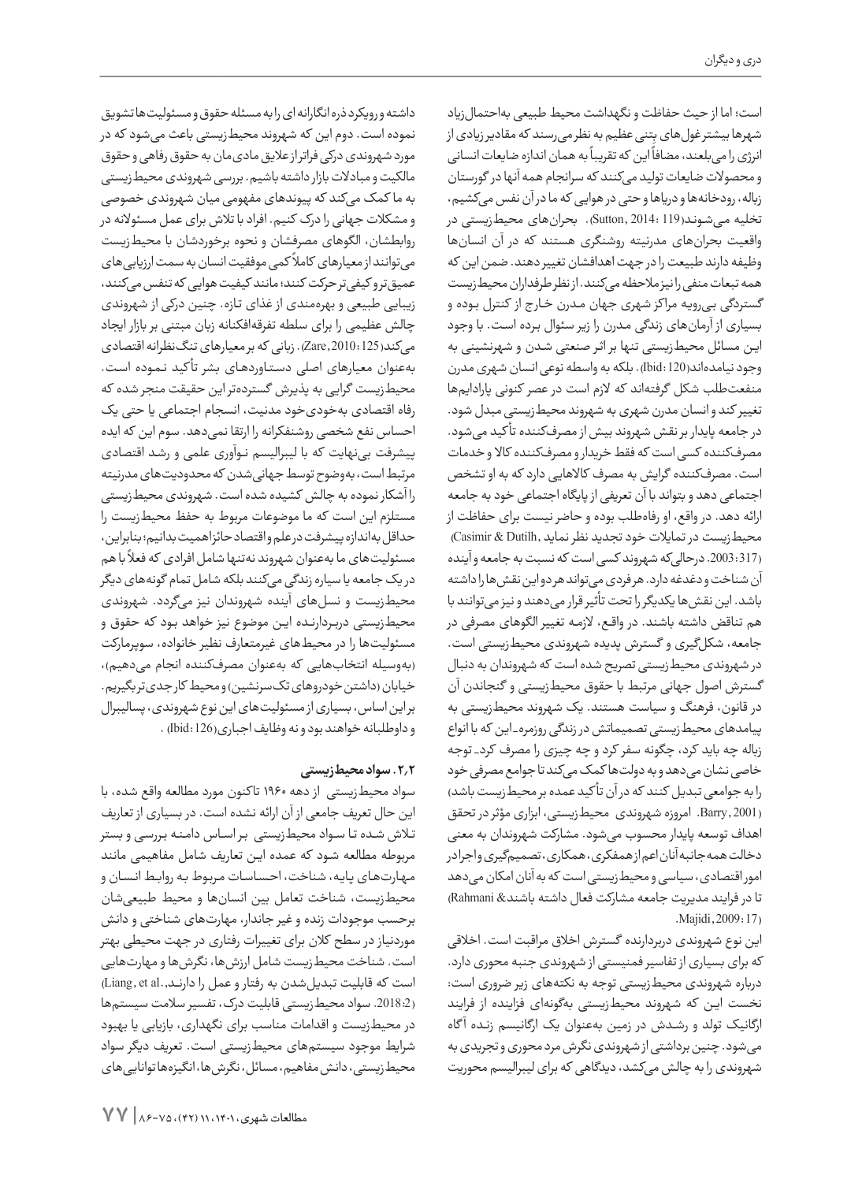است؛ اما از حیث حفاظت و نگهداشت محیط طبیعی به‌احتمال‌زیاد شهرها بیشتر غول‌های بتنی عظیم به نظر می‌رسند که مقادیر زیادی از انرژی را می‌بلعند، مضافاً این که تقریباً به همان اندازه ضایعات انسانی و محصولات ضایعات تولید می‌کنند که سرانجام همه آنها در گورستان زباله، رودخانه‌ها و دریاها و حتی در هوایی که ما در آن نفس می‌کشیم، تخلیه می‌شوند(Sutton, 2014: 119). بحران‌های محیط‌زیستی در واقعیت بحران‌های مدرنیته روشنگری هستند که در آن انسان‌ها وظیفه دارند طبیعت را در جهت اهدافشان تغییر دهند. ضمن این که همه تبعات منفی را نیز ملاحظه می‌کنند. از نظر طرفداران محیط‌زیست گستردگی بی‌رویه مراکز شهری جهان مدرن خارج از کنترل بوده و بسیاری از آرمان‌های زندگی مدرن را زیر سئوال برده است. با وجود این مسائل محیط‌زیستی تنها بر اثر صنعتی شدن و شهرنشینی به وجود نیامده‌اند(Ibid: 120). بلکه به واسطه نوعی انسان شهری مدرن منفعت‌طلب شکل گرفته‌اند که لازم است در عصر کنونی پارادایم‌ها تغییر کند و انسان مدرن شهری به شهروند محیط‌زیستی مبدل شود. در جامعه پایدار بر نقش شهروند بیش از مصرف‌کننده تأکید می‌شود. مصرف‌کننده کسی است که فقط خریدار و مصرف‌کننده کالا و خدمات است. مصرف‌کننده گرایش به مصرف کالاهایی دارد که به او تشخص اجتماعی دهد و بتواند با آن تعریفی از پایگاه اجتماعی خود به جامعه ارائه دهد. در واقع، او رفاه‌طلب بوده و حاضر نیست برای حفاظت از محیط‌زیست در تمایلات خود تجدید نظر نماید (Casimir & Dutilh, 2003: 317). درحالی‌که شهروند کسی است که نسبت به جامعه و آینده آن شناخت و دغدغه دارد. هر فردی می‌تواند هر دو این نقش‌ها را داشته باشد. این نقش‌ها یکدیگر را تحت تأثیر قرار می‌دهند و نیز می‌توانند با هم تناقض داشته باشند. در واقع، لازمه تغییر الگوهای مصرفی در جامعه، شکل‌گیری و گسترش پدیده شهروندی محیط‌زیستی است. در شهروندی محیط‌زیستی تصریح شده است که شهروندان به دنبال گسترش اصول جهانی مرتبط با حقوق محیط‌زیستی و گنجاندن آن در قانون، فرهنگ و سیاست هستند. یک شهروند محیط‌زیستی به پیامدهای محیط‌زیستی تصمیماتش در زندگی روزمره- این که با انواع زباله چه باید کرد، چگونه سفر کرد و چه چیزی را مصرف کرد- توجه خاصی نشان می‌دهد و به دولت‌ها کمک می‌کند تا جوامع مصرفی خود را به جوامعی تبدیل کنند که در آن تأکید عمده بر محیط‌زیست باشد) (Barry, 2001. امروزه شهروندی محیط‌زیستی، ابزاری مؤثر در تحقق اهداف توسعه پایدار محسوب می‌شود. مشارکت شهروندان به معنی دخالت همه‌جانبه آنان اعم از همفکری، همکاری، تصمیم‌گیری و اجرا در امور اقتصادی، سیاسی و محیط‌زیستی است که به آنان امکان می‌دهد تا در فرایند مدیریت جامعه مشارکت فعال داشته باشند(Rahmani & Majidi, 2009: 17).

این نوع شهروندی دربردارنده گسترش اخلاق مراقبت است. اخلاقی که برای بسیاری از تفاسیر فمنیستی از شهروندی جنبه محوری دارد. درباره شهروندی محیط‌زیستی توجه به نکته‌های زیر ضروری است: نخست این که شهروند محیط‌زیستی به‌گونه‌ای فزاینده از فرایند ارگانیک تولد و رشدش در زمین به‌عنوان یک ارگانیسم زنده آگاه می‌شود. چنین برداشتی از شهروندی نگرش مرد محوری و تجریدی به شهروندی را به چالش می‌کشد، دیدگاهی که برای لیبرالیسم محوریت داشته و رویکرد ذره انگارانه ای را به مسئله حقوق و مسئولیت‌ها تشویق نموده است. دوم این که شهروند محیط‌زیستی باعث می‌شود که در مورد شهروندی درکی فراتر از علایق مادی‌مان به حقوق رفاهی و حقوق مالکیت و مبادلات بازار داشته باشیم. بررسی شهروندی محیط‌زیستی به ما کمک می‌کند که پیوندهای مفهومی میان شهروندی خصوصی و مشکلات جهانی را درک کنیم. افراد با تلاش برای عمل مسئولانه در روابطشان، الگوهای مصرفشان و نحوه برخوردشان با محیط‌زیست می‌توانند از معیارهای کاملاً کمی موفقیت انسان به سمت ارزیابی‌های عمیق‌تر و کیفی‌تر حرکت کنند؛ مانند کیفیت هوایی که تنفس می‌کنند، زیبایی طبیعی و بهره‌مندی از غذای تازه. چنین درکی از شهروندی چالش عظیمی را برای سلطه تفرقه‌افکنانه زبان مبتنی بر بازار ایجاد می‌کند(Zare, 2010: 125). زبانی که بر معیارهای تنگ‌نظرانه اقتصادی به‌عنوان معیارهای اصلی دستاوردهای بشر تأکید نموده است. محیط‌زیست گرایی به پذیرش گسترده‌تر این حقیقت منجر شده که رفاه اقتصادی به‌خودی‌خود مدنیت، انسجام اجتماعی یا حتی یک احساس نفع شخصی روشنفکرانه را ارتقا نمی‌دهد. سوم این که ایده پیشرفت بی‌نهایت که با لیبرالیسم نوآوری علمی و رشد اقتصادی مرتبط است، به‌وضوح توسط جهانی‌شدن که محدودیت‌های مدرنیته را آشکار نموده به چالش کشیده شده است. شهروندی محیط‌زیستی مستلزم این است که ما موضوعات مربوط به حفظ محیط‌زیست را حداقل به‌اندازه پیشرفت در علم و اقتصاد حائز اهمیت بدانیم؛ بنابراین، مسئولیت‌های ما به‌عنوان شهروند نه‌تنها شامل افرادی که فعلاً با هم در یک جامعه یا سیاره زندگی می‌کنند بلکه شامل تمام گونه‌های دیگر محیط‌زیست و نسل‌های آینده شهروندان نیز می‌گردد. شهروندی محیط‌زیستی دربردارنده این موضوع نیز خواهد بود که حقوق و مسئولیت‌ها را در محیط‌های غیرمتعارف نظیر خانواده، سوپرمارکت (به‌وسیله انتخاب‌هایی که به‌عنوان مصرف‌کننده انجام می‌دهیم)، خیابان (داشتن خودروهای تک‌سرنشین) و محیط کار جدی‌تر بگیریم. بر این اساس، بسیاری از مسئولیت‌های این نوع شهروندی، پسالیبرال و داوطلبانه خواهند بود و نه وظایف اجباری(Ibid: 126) .

### ۲،۲. سواد محیط‌زیستی

سواد محیط‌زیستی از دهه ۱۹۶۰ تاکنون مورد مطالعه واقع شده، با این حال تعریف جامعی از آن ارائه نشده است. در بسیاری از تعاریف تلاش شده تا سواد محیط‌زیستی بر اساس دامنه بررسی و بستر مربوطه مطالعه شود که عمده این تعاریف شامل مفاهیمی مانند مهارت‌های پایه، شناخت، احساسات مربوط به روابط انسان و محیط‌زیست، شناخت تعامل بین انسان‌ها و محیط طبیعی‌شان برحسب موجودات زنده و غیر جاندار، مهارت‌های شناختی و دانش موردنیاز در سطح کلان برای تغییرات رفتاری در جهت محیطی بهتر است. شناخت محیط‌زیست شامل ارزش‌ها، نگرش‌ها و مهارت‌هایی است که قابلیت تبدیل‌شدن به رفتار و عمل را دارند(Liang, et al., 2018: 2). سواد محیط‌زیستی قابلیت درک، تفسیر سلامت سیستم‌ها در محیط‌زیست و اقدامات مناسب برای نگهداری، بازیابی یا بهبود شرایط موجود سیستم‌های محیط‌زیستی است. تعریف دیگر سواد محیط‌زیستی، دانش مفاهیم، مسائل، نگرش‌ها، انگیزه‌ها توانایی‌های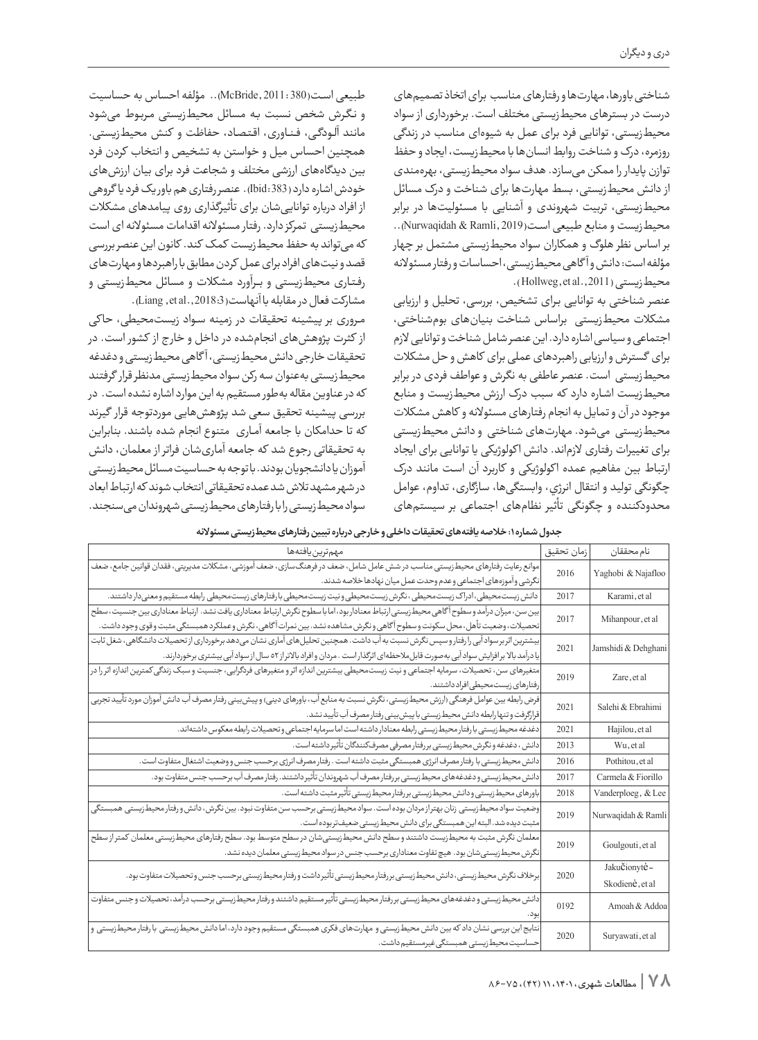شناختی باورها، مهارت‌ها و رفتارهای مناسب برای اتخاذ تصمیم‌های درست در بسترهای محیط‌زیستی مختلف است. برخورداری از سواد محیط‌زیستی، توانایی فرد برای عمل به شیوه‌ای مناسب در زندگی روزمره، درک و شناخت روابط انسان‌ها با محیط‌زیست، ایجاد و حفظ توازن پایدار را ممکن می‌سازد. هدف سواد محیط‌زیستی، بهره‌مندی از دانش محیط‌زیستی، بسط مهارت‌ها برای شناخت و درک مسائل محیط‌زیستی، تربیت شهروندی و آشنایی با مسئولیت‌ها در برابر محیط‌زیست و منابع طبیعی است(Nurwaqidah & Ramli, 2019).. بر اساس نظر هلوگ و همکاران سواد محیط‌زیستی مشتمل بر چهار مؤلفه است: دانش و آگاهی محیط‌زیستی، احساسات و رفتار مسئولانه محیط‌زیستی (Hollweg, et al., 2011).

عنصر شناختی به توانایی برای تشخیص، بررسی، تحلیل و ارزیابی مشکلات محیط‌زیستی براساس شناخت بنیان‌های بوم‌شناختی، اجتماعی و سیاسی اشاره دارد. این عنصر شامل شناخت و توانایی لازم برای گسترش و ارزیابی راهبردهای عملی برای کاهش و حل مشکلات محیط‌زیستی است. عنصر عاطفی به نگرش و عواطف فردی در برابر محیط‌زیست اشاره دارد که سبب درک ارزش محیط‌زیست و منابع موجود در آن و تمایل به انجام رفتارهای مسئولانه و کاهش مشکلات محیط‌زیستی می‌شود. مهارت‌های شناختی و دانش محیط‌زیستی برای تغییرات رفتاری لازم‌اند. دانش اکولوژیکی یا توانایی برای ایجاد ارتباط بین مفاهیم عمده اکولوژیکی و کاربرد آن است مانند درک چگونگی تولید و انتقال انرژی، وابستگی‌ها، سازگاری، تداوم، عوامل محدودکننده و چگونگی تأثیر نظام‌های اجتماعی بر سیستم‌های طبیعی است(McBride, 2011: 380).. مؤلفه احساس به حساسیت و نگرش شخص نسبت به مسائل محیط‌زیستی مربوط می‌شود مانند آلودگی، فناوری، اقتصاد، حفاظت و کنش محیط‌زیستی. همچنین احساس میل و خواستن به تشخیص و انتخاب کردن فرد بین دیدگاه‌های ارزشی مختلف و شجاعت فرد برای بیان ارزش‌های خودش اشاره دارد (Ibid: 383). عنصر رفتاری هم باور یک فرد یا گروهی از افراد درباره توانایی‌شان برای تأثیرگذاری روی پیامدهای مشکلات محیط‌زیستی تمرکز دارد. رفتار مسئولانه اقدامات مسئولانه ای است که می‌تواند به حفظ محیط‌زیست کمک کند. کانون این عنصر بررسی قصد و نیت‌های افراد برای عمل کردن مطابق با راهبردها و مهارت‌های رفتاری محیط‌زیستی و برآورد مشکلات و مسائل محیط‌زیستی و مشارکت فعال در مقابله با آنهاست(Liang, et al., 2018:3).

مروری بر پیشینه تحقیقات در زمینه سواد زیست‌محیطی، حاکی از کثرت پژوهش‌های انجام‌شده در داخل و خارج از کشور است. در تحقیقات خارجی دانش محیط‌زیستی، آگاهی محیط‌زیستی و دغدغه محیط‌زیستی به‌عنوان سه رکن سواد محیط‌زیستی مدنظر قرار گرفتند که در عناوین مقاله به‌طور مستقیم به این موارد اشاره نشده است. در بررسی پیشینه تحقیق سعی شد پژوهش‌هایی موردتوجه قرار گیرند که تا حدامکان با جامعه آماری متنوع انجام شده باشند. بنابراین به تحقیقاتی رجوع شد که جامعه آماری‌شان فراتر از معلمان، دانش آموزان یا دانشجویان بودند. باتوجه به حساسیت مسائل محیط‌زیستی در شهر مشهد تلاش شد عمده تحقیقاتی انتخاب شوند که ارتباط ابعاد سواد محیط‌زیستی را با رفتارهای محیط‌زیستی شهروندان می‌سنجند.

**جدول شماره ۱: خلاصه یافته‌های تحقیقات داخلی و خارجی درباره تبیین رفتارهای محیط‌زیستی مسئولانه**

| نام محققان | زمان تحقیق | مهم‌ترین یافته‌ها |
|---|---|---|
| Yaghobi & Najafloo | 2016 | موانع رعایت رفتارهای محیط‌زیستی مناسب در شش عامل شامل، ضعف در فرهنگ‌سازی، ضعف آموزشی، مشکلات مدیریتی، فقدان قوانین جامع، ضعف نگرشی و آموزه‌های اجتماعی و عدم وحدت عمل میان نهادها خلاصه شدند. |
| Karami, et al | 2017 | دانش زیست‌محیطی، ادراک زیست‌محیطی، نگرش زیست‌محیطی و نیت زیست‌محیطی با رفتارهای زیست‌محیطی رابطه مستقیم و معنی‌دار داشتند. |
| Mihanpour, et al | 2017 | بین سن، میزان درآمد و سطوح آگاهی محیط‌زیستی ارتباط معنادار بود، اما با سطوح نگرش ارتباط معناداری یافت نشد. ارتباط معناداری بین جنسیت، سطح تحصیلات، وضعیت تأهل، محل سکونت و سطوح آگاهی و نگرش مشاهده نشد. بین نمرات آگاهی، نگرش و عملکرد همبستگی مثبت و قوی وجود داشت. |
| Jamshidi & Dehghani | 2021 | بیشترین اثر بر سواد آبی را رفتار و سپس نگرش نسبت به آب داشت. همچنین تحلیل‌های آماری نشان می‌دهد برخورداری از تحصیلات دانشگاهی، شغل ثابت با درآمد بالا بر افزایش سواد آبی به‌صورت قابل‌ملاحظه‌ای اثرگذار است. مردان و افراد بالاتر از ۵۲ سال از سواد آبی بیشتری برخوردارند. |
| Zare, et al | 2019 | متغیرهای سن، تحصیلات، سرمایه اجتماعی و نیت زیست‌محیطی بیشترین اندازه اثر و متغیرهای فردگرایی، جنسیت و سبک زندگی کمترین اندازه اثر را در رفتارهای زیست‌محیطی افراد داشتند. |
| Salehi & Ebrahimi | 2021 | فرض رابطه بین عوامل فرهنگی (ارزش محیط‌زیستی، نگرش نسبت به منابع آب، باورهای دینی) و پیش‌بینی رفتار مصرف آب دانش آموزان مورد تأیید تجربی قرار گرفت و تنها رابطه دانش محیط‌زیستی با پیش‌بینی رفتار مصرف آب تأیید نشد. |
| Hajilou, et al | 2021 | دغدغه محیط‌زیستی با رفتار محیط‌زیستی رابطه معنادار داشته است اما سرمایه اجتماعی و تحصیلات رابطه معکوس داشته‌اند. |
| Wu, et al | 2013 | دانش، دغدغه و نگرش محیط‌زیستی بر رفتار مصرفی مصرف‌کنندگان تأثیر داشته است. |
| Pothitou, et al | 2016 | دانش محیط‌زیستی با رفتار مصرف انرژی همبستگی مثبت داشته است. رفتار مصرف انرژی برحسب جنس و وضعیت اشتغال متفاوت است. |
| Carmela & Fiorillo | 2017 | دانش محیط‌زیستی و دغدغه‌های محیط‌زیستی بر رفتار مصرف آب شهروندان تأثیر داشتند. رفتار مصرف آب برحسب جنس متفاوت بود. |
| Vanderploeg, & Lee | 2018 | باورهای محیط‌زیستی و دانش محیط‌زیستی بر رفتار محیط‌زیستی تأثیر مثبت داشته است. |
| Nurwaqidah & Ramli | 2019 | وضعیت سواد محیط‌زیستی زنان بهتر از مردان بوده است. سواد محیط‌زیستی برحسب جنس متفاوت نبود. بین نگرش، دانش و رفتار محیط‌زیستی همبستگی مثبت دیده شد. البته این همبستگی برای دانش محیط‌زیستی ضعیف‌تر بوده است. |
| Goulgouti, et al | 2019 | معلمان نگرش مثبت به محیط‌زیست داشتند و سطح دانش محیط‌زیستی‌شان در سطح متوسط بود. سطح رفتارهای محیط‌زیستی معلمان کمتر از سطح نگرش محیط‌زیستی‌شان بود. هیچ تفاوت معناداری برحسب جنس در سواد محیط‌زیستی معلمان دیده نشد. |
| Jakučionytė-Skodienė, et al | 2020 | برخلاف نگرش محیط‌زیستی، دانش محیط‌زیستی بر رفتار محیط‌زیستی تأثیر داشت و رفتار محیط‌زیستی برحسب جنس و تحصیلات متفاوت بود. |
| Amoah & Addoa | 0192 | دانش محیط‌زیستی و دغدغه‌های محیط‌زیستی بر رفتار محیط‌زیستی تأثیر مستقیم داشتند و رفتار محیط‌زیستی برحسب درآمد، تحصیلات و جنس متفاوت بود. |
| Suryawati, et al | 2020 | نتایج این بررسی نشان داد که بین دانش محیط‌زیستی و مهارت‌های فکری همبستگی مستقیم وجود دارد، اما دانش محیط‌زیستی با رفتار محیط‌زیستی و حساسیت محیط‌زیستی همبستگی غیرمستقیم داشت. |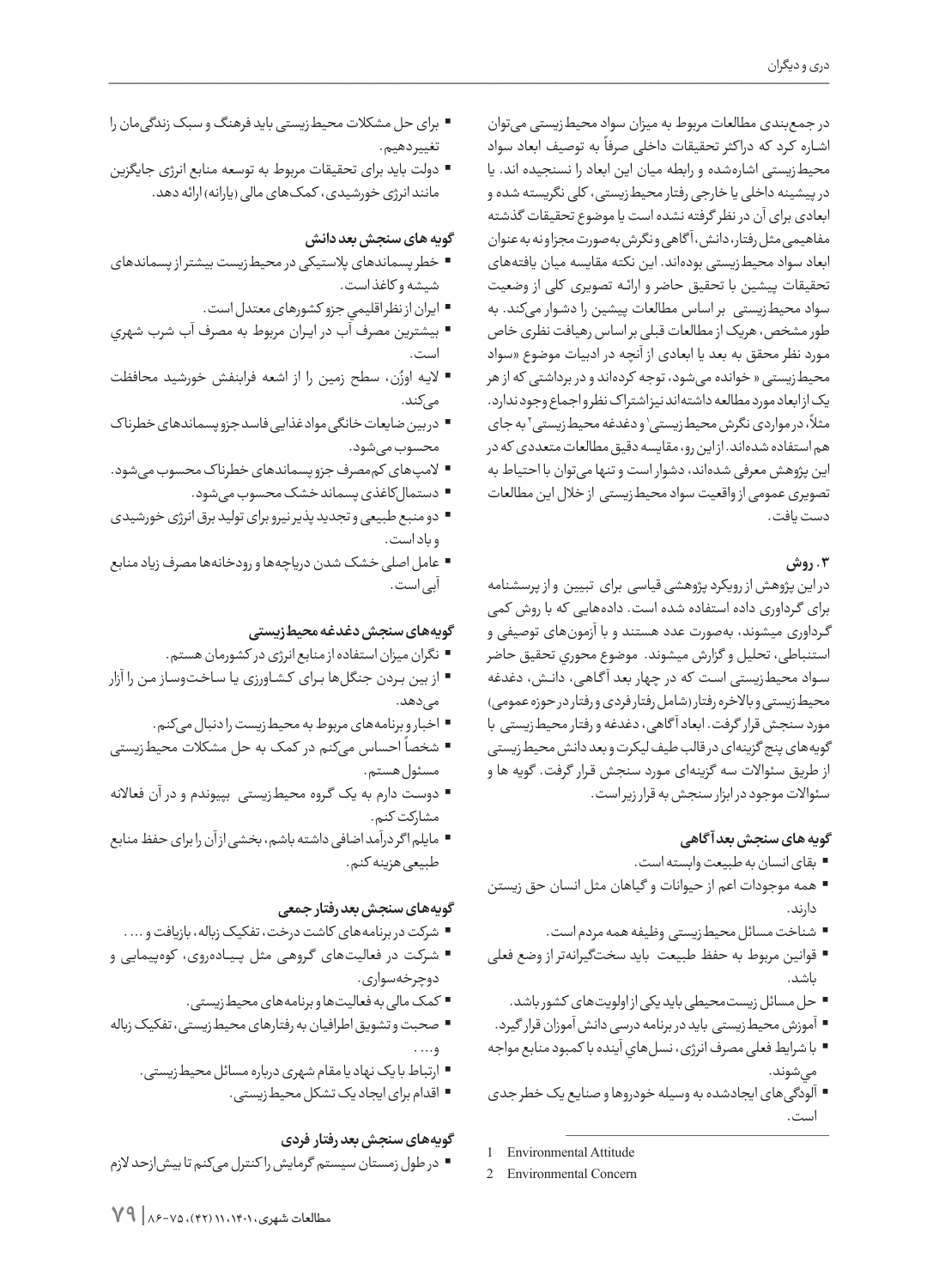در جمع‌بندی مطالعات مربوط به میزان سواد محیط‌زیستی می‌توان اشاره کرد که دراکثر تحقیقات داخلی صرفاً به توصیف ابعاد سواد محیط‌زیستی اشاره‌شده و رابطه میان این ابعاد را نسنجیده اند. یا در پیشینه داخلی یا خارجی رفتار محیط‌زیستی، کلی نگریسته شده و ابعادی برای آن در نظر گرفته نشده است یا موضوع تحقیقات گذشته مفاهیمی مثل رفتار، دانش، آگاهی و نگرش به‌صورت مجزا و نه به عنوان ابعاد سواد محیط‌زیستی بوده‌اند. این نکته مقایسه میان یافته‌های تحقیقات پیشین با تحقیق حاضر و ارائه تصویری کلی از وضعیت سواد محیط‌زیستی بر اساس مطالعات پیشین را دشوار می‌کند. به طور مشخص، هریک از مطالعات قبلی بر اساس رهیافت نظری خاص مورد نظر محقق به بعد یا ابعادی از آنچه در ادبیات موضوع «سواد محیط‌زیستی» خوانده می‌شود، توجه کرده‌اند و در برداشتی که از هر یک از ابعاد مورد مطالعه داشته‌اند نیز اشتراک نظر و اجماع وجود ندارد. مثلاً، در مواردی نگرش محیط‌زیستی[1] و دغدغه محیط‌زیستی[2] به جای هم استفاده شده‌اند. از این رو، مقایسه دقیق مطالعات متعددی که در این پژوهش معرفی شده‌اند، دشوار است و تنها می‌توان با احتیاط به تصویری عمومی از واقعیت سواد محیط‌زیستی از خلال این مطالعات دست یافت.

## ۳. روش

در این پژوهش از رویکرد پژوهشی قیاسی برای تبیین و از پرسشنامه برای گرداوری داده استفاده شده است. داده‌هایی که با روش کمی گرداوری میشوند، به‌صورت عدد هستند و با آزمون‌های توصیفی و استنباطی، تحلیل و گزارش میشوند. موضوع محوري تحقيق حاضر سواد محیط‌زیستی است که در چهار بعد آگاهی، دانش، دغدغه محیط‌زیستی و بالاخره رفتار (شامل رفتار فردی و رفتار در حوزه عمومی) مورد سنجش قرار گرفت. ابعاد آگاهی، دغدغه و رفتار محیط‌زیستی با گویه‌های پنج گزینه‌ای در قالب طیف لیکرت و بعد دانش محیط‌زیستی از طریق سئوالات سه گزینه‌ای مورد سنجش قرار گرفت. گویه ها و سئوالات موجود در ابزار سنجش به قرار زیر است.

### گویه های سنجش بعد آگاهی

- بقای انسان به طبیعت وابسته است.
- همه موجودات اعم از حیوانات و گیاهان مثل انسان حق زیستن دارند.
- شناخت مسائل محیط‌زیستی وظیفه همه مردم است.
- قوانین مربوط به حفظ طبیعت باید سخت‌گیرانه‌تر از وضع فعلی باشد.
- حل مسائل زیست‌محیطی باید یکی از اولویت‌های کشور باشد.
- آموزش محیط‌زیستی باید در برنامه درسی دانش آموزان قرار گیرد.
- با شرایط فعلی مصرف انرژی، نسل‌هاي آینده با کمبود منابع مواجه می‌شوند.
- آلودگی‌های ایجادشده به وسیله خودروها و صنایع یک خطر جدی است.
- برای حل مشکلات محیط‌زیستی باید فرهنگ و سبک زندگی‌مان را تغییردهیم.
- دولت باید برای تحقیقات مربوط به توسعه منابع انرژی جایگزین مانند انرژی خورشیدی، کمک‌های مالی (یارانه) ارائه دهد.

### گویه های سنجش بعد دانش

- خطر پسماندهای پلاستیکی در محیط زیست بیشتر از پسماندهای شیشه و کاغذ است.
- ایران از نظر اقلیمي جزو کشورهاي معتدل است.
- بیشترین مصرف آب در ایران مربوط به مصرف آب شرب شهري است.
- لایه اوزُن، سطح زمین را از اشعه فرابنفش خورشید محافظت می‌کند.
- در بین ضایعات خانگی مواد غذایی فاسد جزو پسماندهای خطرناک محسوب می‌شود.
- لامپ‌های کم‌مصرف جزو پسماندهای خطرناک محسوب می‌شود.
- دستمال‌کاغذی پسماند خشک محسوب می‌شود.
- دو منبع طبیعی و تجدید پذیر نیرو برای تولید برق انرژی خورشیدی و باد است.
- عامل اصلی خشک شدن دریاچه‌ها و رودخانه‌ها مصرف زیاد منابع آبی است.

### گویه‌های سنجش دغدغه محیط‌زیستی

- نگران میزان استفاده از منابع انرژی در کشورمان هستم.
- از بین بردن جنگل‌ها برای کشاورزی یا ساخت‌وساز من را آزار می‌دهد.
- اخبار و برنامه‌های مربوط به محیط زیست را دنبال می‌کنم.
- شخصاً احساس می‌کنم در کمک به حل مشکلات محیط‌زیستی مسئول هستم.
- دوست دارم به یک گروه محیط‌زیستی بپیوندم و در آن فعالانه مشارکت کنم.
- مایلم اگر درآمد اضافی داشته باشم، بخشی از آن را برای حفظ منابع طبیعی هزینه کنم.

### گویه‌های سنجش بعد رفتار جمعی

- شرکت در برنامه‌های کاشت درخت، تفکیک زباله، بازیافت و ... .
- شرکت در فعالیت‌های گروهی مثل پیاده‌روی، کوه‌پیمایی و دوچرخه‌سواری.
- کمک مالی به فعالیت‌ها و برنامه‌های محیط‌زیستی.
- صحبت و تشویق اطرافیان به رفتارهای محیط‌زیستی، تفکیک زباله و... .
- ارتباط با یک نهاد یا مقام شهری درباره مسائل محیط‌زیستی.
- اقدام برای ایجاد یک تشکل محیط‌زیستی.

### گویه‌های سنجش بعد رفتار فردی

- در طول زمستان سیستم گرمایش را کنترل می‌کنم تا بیش‌ازحد لازم

---

1 Environmental Attitude

2 Environmental Concern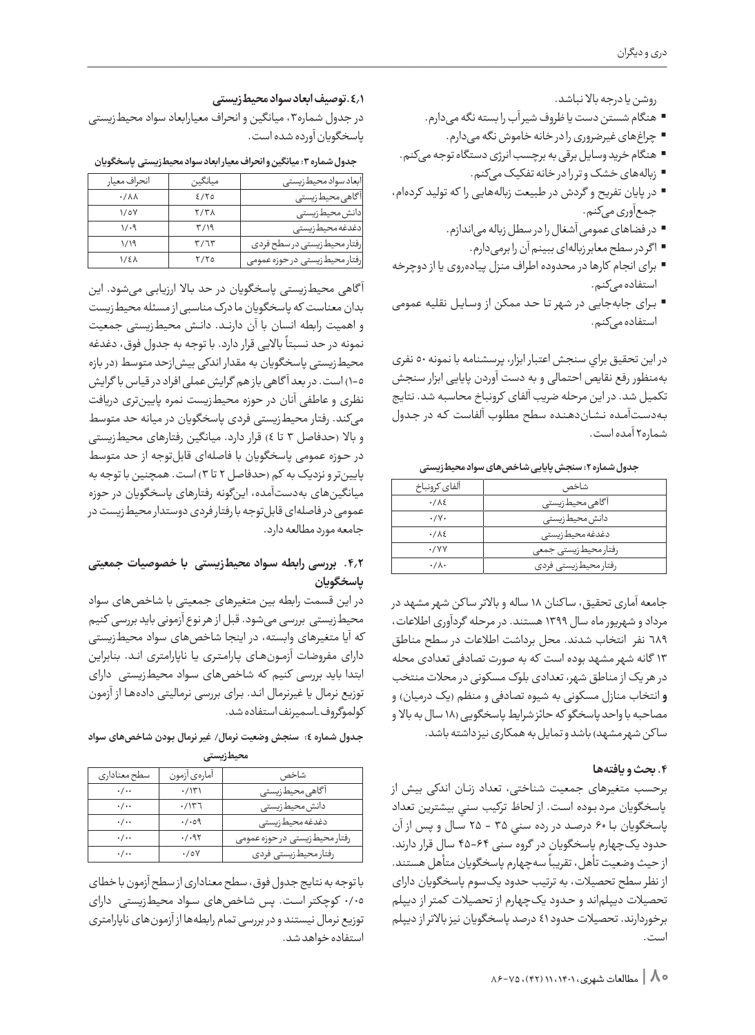روشن یا درجه بالا نباشد.

- هنگام شستن دست یا ظروف شیرآب را بسته نگه می‌دارم.
- چراغ‌های غیرضروری را در خانه خاموش نگه می‌دارم.
- هنگام خرید وسایل برقی به برچسب انرژی دستگاه توجه می‌کنم.
- زباله‌های خشک و تر را در خانه تفکیک می‌کنم.
- در پایان تفریح و گردش در طبیعت زباله‌هایی را که تولید کرده‌ام، جمع‌آوری می‌کنم.
- در فضاهای عمومی آشغال را در سطل زباله می‌اندازم.
- اگر در سطح معابر زباله‌ای ببینم آن را برمی‌دارم.
- برای انجام کارها در محدوده اطراف منزل پیاده‌روی یا از دوچرخه استفاده می‌کنم.
- برای جابه‌جایی در شهر تا حد ممکن از وسایل نقلیه عمومی استفاده می‌کنم.

در این تحقیق براي سنجش اعتبار ابزار، پرسشنامه با نمونه ۵۰ نفری به‌منظور رفع نقایص احتمالی و به دست آوردن پایایی ابزار سنجش تکمیل شد. در این مرحله ضریب آلفای کرونباخ محاسبه شد. نتایج به‌دست‌آمده نشان‌دهنده سطح مطلوب آلفاست که در جدول شماره۲ آمده است.

**جدول شماره ۲: سنجش پایایی شاخص‌های سواد محیط‌زیستی**

| شاخص | آلفای کرونباخ |
|---|---|
| آگاهی محیط‌زیستی | ۰/۸۴ |
| دانش محیط‌زیستی | ۰/۷۰ |
| دغدغه محیط‌زیستی | ۰/۸۴ |
| رفتار محیط‌زیستی جمعی | ۰/۷۷ |
| رفتار محیط‌زیستی فردی | ۰/۸۰ |

جامعه آماری تحقیق، ساکنان ۱۸ ساله و بالاتر ساکن شهر مشهد در مرداد و شهریور ماه سال ۱۳۹۹ هستند. در مرحله گردآوری اطلاعات، ۶۸۹ نفر انتخاب شدند. محل برداشت اطلاعات در سطح مناطق ۱۳ گانه شهر مشهد بوده است که به صورت تصادفی تعدادی محله در هر یک از مناطق شهر، تعدادی بلوک مسکونی در محلات منتخب و انتخاب منازل مسکونی به شیوه تصادفی و منظم (یک درمیان) و مصاحبه با واحد پاسخگو که حائز شرایط پاسخگویی (۱۸ سال به بالا و ساکن شهر مشهد) باشد و تمایل به همکاری نیز داشته باشد.

## ۴. بحث و یافته‌ها

برحسب متغیرهای جمعیت شناختی، تعداد زنان اندکی بیش از پاسخگویان مرد بوده است. از لحاظ ترکیب سني بیشترین تعداد پاسخگویان با ۶۰ درصد در رده سني ۳۵ - ۲۵ سال و پس از آن حدود یک‌چهارم پاسخگویان در گروه سنی ۶۴-۴۵ سال قرار دارند. از حیث وضعیت تأهل، تقریباً سه‌چهارم پاسخگویان متأهل هستند. از نظر سطح تحصیلات، به ترتیب حدود یک‌سوم پاسخگویان دارای تحصیلات دیپلم‌اند و حدود یک‌چهارم از تحصیلات کمتر از دیپلم برخوردارند. تحصیلات حدود ۴۱ درصد پاسخگویان نیز بالاتر از دیپلم است.

### ۴،۱. توصیف ابعاد سواد محیط‌زیستی

در جدول شماره۳، میانگین و انحراف معیارابعاد سواد محیط‌زیستی پاسخگویان آورده شده است.

**جدول شماره ۳: میانگین و انحراف معیار ابعاد سواد محیط‌زیستی پاسخگویان**

| ابعاد سواد محیط‌زیستی | میانگین | انحراف معیار |
|---|---|---|
| آگاهی محیط‌زیستی | ۴/۲۵ | ۰/۸۸ |
| دانش محیط‌زیستی | ۲/۳۸ | ۱/۵۷ |
| دغدغه محیط‌زیستی | ۳/۱۹ | ۱/۰۹ |
| رفتار محیط‌زیستی در سطح فردی | ۳/۶۳ | ۱/۱۹ |
| رفتار محیط‌زیستی در حوزه عمومی | ۲/۲۵ | ۱/۴۸ |

آگاهی محیط‌زیستی پاسخگویان در حد بالا ارزیابی می‌شود. این بدان معناست که پاسخگویان ما درک مناسبی از مسئله محیط‌زیست و اهمیت رابطه انسان با آن دارند. دانش محیط‌زیستی جمعیت نمونه در حد نسبتاً بالایی قرار دارد. با توجه به جدول فوق، دغدغه محیط‌زیستی پاسخگویان به مقدار اندکی بیش‌ازحد متوسط (در بازه ۵-۱) است. در بعد آگاهی باز هم گرایش عملی افراد در قیاس با گرایش نظری و عاطفی آنان در حوزه محیط‌زیست نمره پایین‌تری دریافت می‌کند. رفتار محیط‌زیستی فردی پاسخگویان در میانه حد متوسط و بالا (حدفاصل ۳ تا ۴) قرار دارد. میانگین رفتارهای محیط‌زیستی در حوزه عمومی پاسخگویان با فاصله‌ای قابل‌توجه از حد متوسط پایین‌تر و نزدیک به کم (حدفاصل ۲ تا ۳) است. همچنین با توجه به میانگین‌های به‌دست‌آمده، این‌گونه رفتارهای پاسخگویان در حوزه عمومی در فاصله‌ای قابل‌توجه با رفتار فردی دوستدار محیط‌زیست در جامعه مورد مطالعه دارد.

### ۴،۲. بررسی رابطه سواد محیط‌زیستی با خصوصیات جمعیتی پاسخگویان

در این قسمت رابطه بین متغیرهای جمعیتی با شاخص‌های سواد محیط‌زیستی بررسی می‌شود. قبل از هر نوع آزمونی باید بررسی کنیم که آیا متغیرهای وابسته، در اینجا شاخص‌های سواد محیط‌زیستی دارای مفروضات آزمون‌های پارامتری یا ناپارامتری اند. بنابراین ابتدا باید بررسی کنیم که شاخص‌های سواد محیط‌زیستی دارای توزیع نرمال یا غیرنرمال اند. برای بررسی نرمالیتی داده‌ها از آزمون کولموگروف-اسمیرنف استفاده شد.

**جدول شماره ۴: سنجش وضعیت نرمال/ غیر نرمال بودن شاخص‌های سواد محیط‌زیستی**

| شاخص | آماره‌ی آزمون | سطح معناداری |
|---|---|---|
| آگاهی محیط‌زیستی | ۰/۱۳۱ | ۰/۰۰ |
| دانش محیط‌زیستی | ۰/۱۳۶ | ۰/۰۰ |
| دغدغه محیط‌زیستی | ۰/۰۵۹ | ۰/۰۰ |
| رفتار محیط‌زیستی در حوزه عمومی | ۰/۰۹۲ | ۰/۰۰ |
| رفتار محیط‌زیستی فردی | ۰/۵۷ | ۰/۰۰ |

با توجه به نتایج جدول فوق، سطح معناداری از سطح آزمون با خطای ۰/۰۵ کوچکتر است. پس شاخص‌های سواد محیط‌زیستی دارای توزیع نرمال نیستند و در بررسی تمام رابطه‌ها از آزمون‌های ناپارامتری استفاده خواهد شد.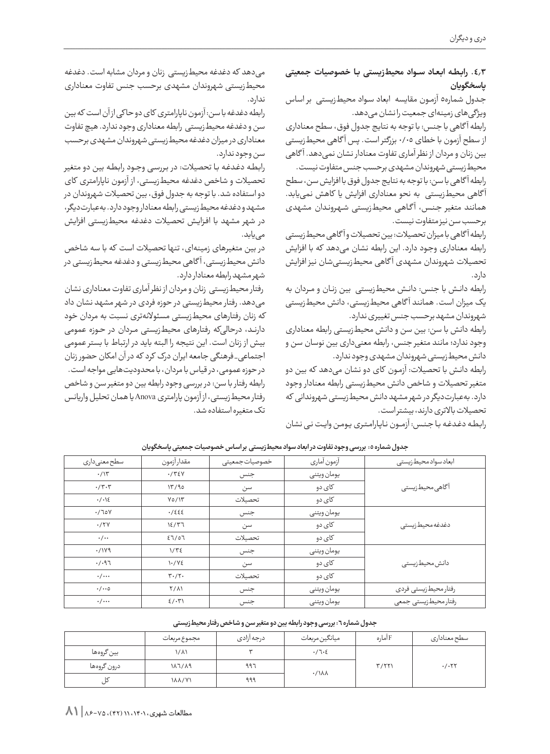### ۴،۳. رابطه ابعاد سواد محیط‌زیستی با خصوصیات جمعیتی پاسخگویان

جدول شماره‌۵ آزمون مقایسه ابعاد سواد محیط‌زیستی بر اساس ویژگی‌های زمینه‌ای جمعیت را نشان می‌دهد.

رابطه آگاهی با جنس: با توجه به نتایج جدول فوق، سطح معناداری از سطح آزمون با خطای ۰/۰۵ بزرگتر است. پس آگاهی محیط‌زیستی بین زنان و مردان از نظر آماری تفاوت معنادار نشان نمی‌دهد. آگاهی محیط‌زیستی شهروندان مشهدی برحسب جنس متفاوت نیست.

رابطه آگاهی با سن: با توجه به نتایج جدول فوق با افزایش سن، سطح آگاهی محیط‌زیستی به نحو معناداری افزایش یا کاهش نمی‌یابد. همانند متغیر جنس، آگاهی محیط‌زیستی شهروندان مشهدی برحسب سن نیز متفاوت نیست.

رابطه آگاهی با میزان تحصیلات: بین تحصیلات و آگاهی محیط‌زیستی رابطه معناداری وجود دارد. این رابطه نشان می‌دهد که با افزایش تحصیلات شهروندان مشهدی آگاهی محیط‌زیستی‌شان نیز افزایش دارد.

رابطه دانش با جنس: دانش محیط‌زیستی بین زنان و مردان به یک میزان است. همانند آگاهی محیط‌زیستی، دانش محیط‌زیستی شهروندان مشهد برحسب جنس تغییری ندارد.

رابطه دانش با سن: بین سن و دانش محیط‌زیستی رابطه معناداری وجود ندارد؛ مانند متغیر جنس، رابطه معنی‌داری بین نوسان سن و دانش محیط‌زیستی شهروندان مشهدی وجود ندارد.

رابطه دانش با تحصیلات: آزمون کای دو نشان می‌دهد که بین دو متغیر تحصیلات و شاخص دانش محیط‌زیستی رابطه معنادار وجود دارد. به‌عبارت‌دیگر در شهر مشهد دانش محیط‌زیستی شهروندانی که تحصیلات بالاتری دارند، بیشتر است.

رابطه دغدغه با جنس: آزمون ناپارامتری یومن وایت نی نشان می‌دهد که دغدغه محیط‌زیستی زنان و مردان مشابه است. دغدغه محیط‌زیستی شهروندان مشهدی برحسب جنس تفاوت معناداری ندارد.

رابطه دغدغه با سن: آزمون ناپارامتری کای دو حاکی از آن است که بین سن و دغدغه محیط‌زیستی رابطه معناداری وجود ندارد. هیچ تفاوت معناداری در میزان دغدغه محیط‌زیستی شهروندان مشهدی برحسب سن وجود ندارد.

رابطه دغدغه با تحصیلات: در بررسی وجود رابطه بین دو متغیر تحصیلات و شاخص دغدغه محیط‌زیستی، از آزمون ناپارامتری کای دو استفاده شد. با توجه به جدول فوق، بین تحصیلات شهروندان در مشهد و دغدغه محیط‌زیستی رابطه معنادار وجود دارد. به‌عبارت‌دیگر، در شهر مشهد با افزایش تحصیلات دغدغه محیط‌زیستی افزایش می‌یابد.

در بین متغیرهای زمینه‌ای، تنها تحصیلات است که با سه شاخص دانش محیط‌زیستی، آگاهی محیط‌زیستی و دغدغه محیط‌زیستی در شهر مشهد رابطه معنادار دارد.

رفتار محیط‌زیستی زنان و مردان از نظر آماری تفاوت معناداری نشان می‌دهد. رفتار محیط‌زیستی در حوزه فردی در شهر مشهد نشان داد که زنان رفتارهای محیط‌زیستی مسئولانه‌تری نسبت به مردان خود دارند، درحالی‌که رفتارهای محیط‌زیستی مردان در حوزه عمومی بیش از زنان است. این نتیجه را البته باید در ارتباط با بستر عمومی اجتماعی-فرهنگی جامعه ایران درک کرد که در آن امکان حضور زنان در حوزه عمومی، در قیاس با مردان، با محدودیت‌هایی مواجه است.

رابطه رفتار با سن: در بررسی وجود رابطه بین دو متغیر سن و شاخص رفتار محیط‌زیستی، از آزمون پارامتری Anova یا همان تحلیل واریانس تک متغیره استفاده شد.

**جدول شماره ۵: بررسی وجود تفاوت در ابعاد سواد محیط‌زیستی براساس خصوصیات جمعیتی پاسخگویان**

| ابعاد سواد محیط‌زیستی | آزمون آماری | خصوصیات جمعیتی | مقدار آزمون | سطح معنی‌داری |
|---|---|---|---|---|
| آگاهی محیط‌زیستی | یومن ویتنی | جنس | ۰/۳۴۷ | ۰/۱۳ |
| | کای دو | سن | ۱۳/۹۵ | ۰/۳۰۳ |
| | کای دو | تحصیلات | ۷۵/۱۳ | ۰/۰۱۴ |
| دغدغه محیط‌زیستی | یومن ویتنی | جنس | ۰/۴۴۴ | ۰/۶۵۷ |
| | کای دو | سن | ۱۴/۳۶ | ۰/۲۷ |
| | کای دو | تحصیلات | ۴۶/۵۶ | ۰/۰۰ |
| دانش محیط‌زیستی | یومن ویتنی | جنس | ۱/۳۴ | ۰/۱۷۹ |
| | کای دو | سن | ۱۰/۷۴ | ۰/۰۹۶ |
| | کای دو | تحصیلات | ۳۰/۲۰ | ۰/۰۰۰ |
| رفتار محیط‌زیستی فردی | یومن ویتنی | جنس | ۲/۸۱ | ۰/۰۰۵ |
| رفتار محیط‌زیستی جمعی | یومن ویتنی | جنس | ۴/۰۳۱ | ۰/۰۰۰ |

**جدول شماره ۶: بررسی وجود رابطه بین دو متغیر سن و شاخص رفتار محیط‌زیستی**

| | مجموع مربعات | درجه آزادی | میانگین مربعات | F آماره | سطح معناداری |
|---|---|---|---|---|---|
| بین گروه‌ها | ۱/۸۱ | ۳ | ۰/۶۰۴ | ۳/۲۲۱ | ۰/۰۲۲ |
| درون گروه‌ها | ۱۸۶/۸۹ | ۹۹۶ | ۰/۱۸۸ | | |
| کل | ۱۸۸/۷۱ | ۹۹۹ | | | |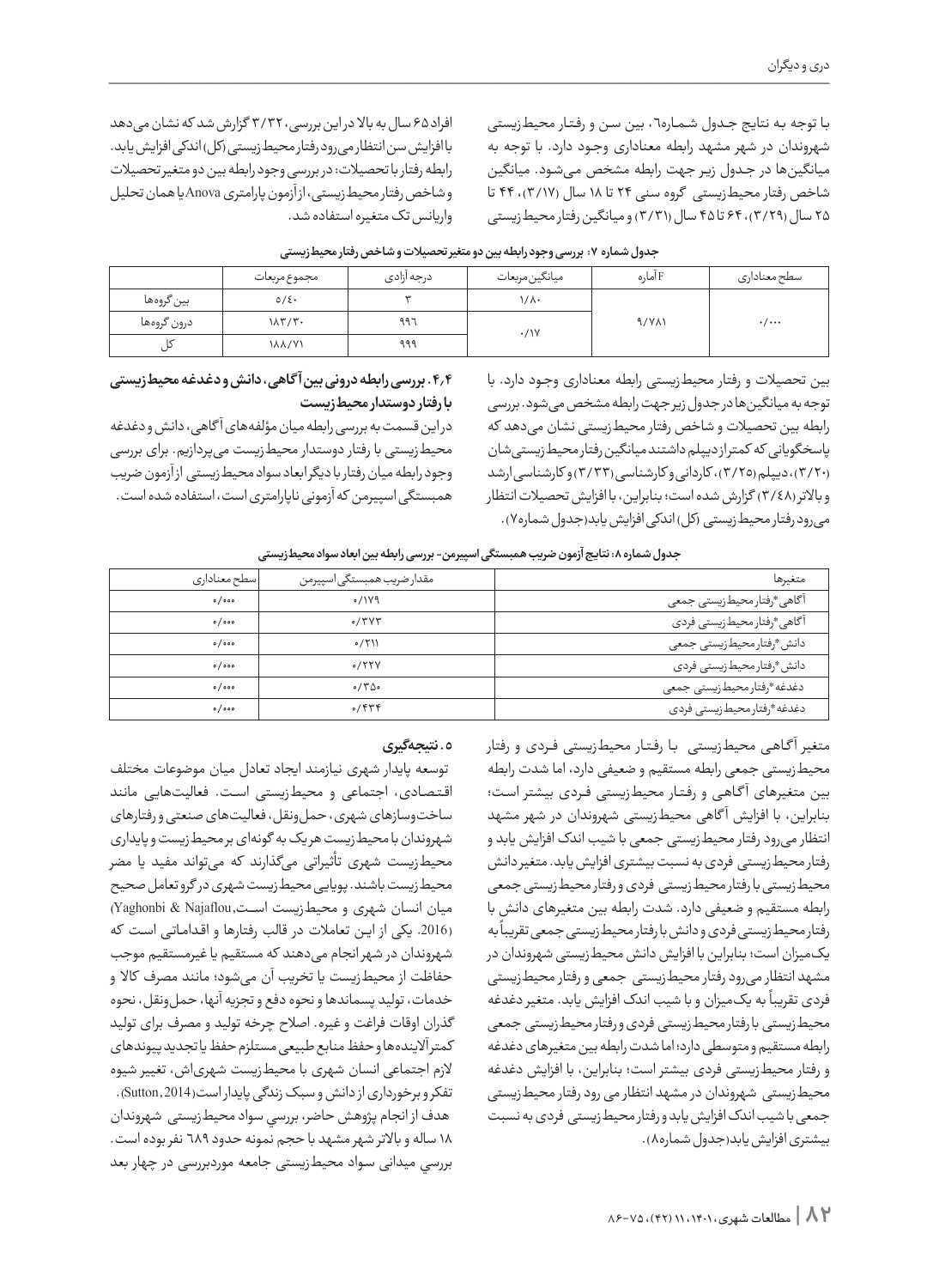با توجه به نتایج جدول شماره۶، بین سن و رفتار محیط‌زیستی شهروندان در شهر مشهد رابطه معناداری وجود دارد. با توجه به میانگین‌ها در جدول زیر جهت رابطه مشخص می‌شود. میانگین شاخص رفتار محیط‌زیستی گروه سنی ۲۴ تا ۱۸ سال (۳/۱۷)، ۴۴ تا ۲۵ سال (۳/۲۹)، ۶۴ تا ۴۵ سال (۳/۳۱) و میانگین رفتار محیط‌زیستی افراد ۶۵ سال به بالا در این بررسی، ۳/۳۲ گزارش شد که نشان می‌دهد با افزایش سن انتظار می‌رود رفتار محیط‌زیستی (کل) اندکی افزایش یابد.

رابطه رفتار با تحصیلات: در بررسی وجود رابطه بین دو متغیر تحصیلات و شاخص رفتار محیط‌زیستی، از آزمون پارامتری Anova یا همان تحلیل واریانس تک متغیره استفاده شد.

**جدول شماره ۷: بررسی وجود رابطه بین دو متغیر تحصیلات و شاخص رفتار محیط‌زیستی**

| | مجموع مربعات | درجه آزادی | میانگین مربعات | Fآماره | سطح معناداری |
|---|---|---|---|---|---|
| بین گروه‌ها | ۵/۴۰ | ۳ | ۱/۸۰ | ۹/۷۸۱ | ۰/۰۰۰ |
| درون گروه‌ها | ۱۸۳/۳۰ | ۹۹۶ | ۰/۱۷ | | |
| کل | ۱۸۸/۷۱ | ۹۹۹ | | | |

بین تحصیلات و رفتار محیط‌زیستی رابطه معناداری وجود دارد. با توجه به میانگین‌ها در جدول زیر جهت رابطه مشخص می‌شود. بررسی رابطه بین تحصیلات و شاخص رفتار محیط‌زیستی نشان می‌دهد که پاسخگویانی که کمتر از دیپلم داشتند میانگین رفتار محیط‌زیستی‌شان (۳/۲۰)، دیپلم (۳/۲۵)، کاردانی و کارشناسی (۳/۳۳) و کارشناسی ارشد و بالاتر (۳/۴۸) گزارش شده است؛ بنابراین، با افزایش تحصیلات انتظار می‌رود رفتار محیط‌زیستی (کل) اندکی افزایش یابد (جدول شماره۷).

### ۴.۴. بررسی رابطه درونی بین آگاهی، دانش و دغدغه محیط‌زیستی با رفتار دوستدار محیط‌زیست

در این قسمت به بررسی رابطه میان مؤلفه‌های آگاهی، دانش و دغدغه محیط‌زیستی با رفتار دوستدار محیط‌زیست می‌پردازیم. برای بررسی وجود رابطه میان رفتار با دیگر ابعاد سواد محیط‌زیستی از آزمون ضریب همبستگی اسپیرمن که آزمونی ناپارامتری است، استفاده شده است.

**جدول شماره ۸: نتایج آزمون ضریب همبستگی اسپیرمن- بررسی رابطه بین ابعاد سواد محیط‌زیستی**

| متغیرها | مقدار ضریب همبستگی اسپیرمن | سطح معناداری |
|---|---|---|
| آگاهی*رفتار محیط‌زیستی جمعی | ۰/۱۷۹ | ۰/۰۰۰ |
| آگاهی*رفتار محیط‌زیستی فردی | ۰/۳۷۳ | ۰/۰۰۰ |
| دانش*رفتار محیط‌زیستی جمعی | ۰/۲۱۱ | ۰/۰۰۰ |
| دانش*رفتار محیط‌زیستی فردی | ۰/۲۲۷ | ۰/۰۰۰ |
| دغدغه*رفتار محیط‌زیستی جمعی | ۰/۳۵۰ | ۰/۰۰۰ |
| دغدغه*رفتار محیط‌زیستی فردی | ۰/۴۳۴ | ۰/۰۰۰ |

متغیر آگاهی محیط‌زیستی با رفتار محیط‌زیستی فردی و رفتار محیط‌زیستی جمعی رابطه مستقیم و ضعیفی دارد، اما شدت رابطه بین متغیرهای آگاهی و رفتار محیط‌زیستی فردی بیشتر است؛ بنابراین، با افزایش آگاهی محیط‌زیستی شهروندان در شهر مشهد انتظار می‌رود رفتار محیط‌زیستی جمعی با شیب اندک افزایش یابد و رفتار محیط‌زیستی فردی به نسبت بیشتری افزایش یابد. متغیر دانش محیط‌زیستی با رفتار محیط‌زیستی فردی و رفتار محیط‌زیستی جمعی رابطه مستقیم و ضعیفی دارد. شدت رابطه بین متغیرهای دانش با رفتار محیط‌زیستی فردی و دانش با رفتار محیط‌زیستی جمعی تقریباً به یک‌میزان است؛ بنابراین با افزایش دانش محیط‌زیستی شهروندان در مشهد انتظار می‌رود رفتار محیط‌زیستی جمعی و رفتار محیط‌زیستی فردی تقریباً به یک‌میزان و با شیب اندک افزایش یابد. متغیر دغدغه محیط‌زیستی با رفتار محیط‌زیستی فردی و رفتار محیط‌زیستی جمعی رابطه مستقیم و متوسطی دارد؛ اما شدت رابطه بین متغیرهای دغدغه و رفتار محیط‌زیستی فردی بیشتر است؛ بنابراین، با افزایش دغدغه محیط‌زیستی شهروندان در مشهد انتظار می رود رفتار محیط‌زیستی جمعی با شیب اندک افزایش یابد و رفتار محیط‌زیستی فردی به نسبت بیشتری افزایش یابد (جدول شماره۸).

## ۵. نتیجه‌گیری

توسعه پایدار شهری نیازمند ایجاد تعادل میان موضوعات مختلف اقتصادی، اجتماعی و محیط‌زیستی است. فعالیت‌هایی مانند ساخت‌وسازهای شهری، حمل‌ونقل، فعالیت‌های صنعتی و رفتارهای شهروندان با محیط‌زیست هر یک به گونه‌ای بر محیط‌زیست و پایداری محیط‌زیست شهری تأثیراتی می‌گذارند که می‌تواند مفید یا مضر محیط‌زیست باشند. پویایی محیط‌زیست شهری در گرو تعامل صحیح میان انسان شهری و محیط‌زیست است (Yaghonbi & Najaflou, 2016). یکی از این تعاملات در قالب رفتارها و اقداماتی است که شهروندان در شهر انجام می‌دهند که مستقیم یا غیرمستقیم موجب حفاظت از محیط‌زیست یا تخریب آن می‌شود؛ مانند مصرف کالا و خدمات، تولید پسماندها و نحوه دفع و تجزیه آنها، حمل‌ونقل، نحوه گذران اوقات فراغت و غیره. اصلاح چرخه تولید و مصرف برای تولید کمتر آلاینده‌ها و حفظ منابع طبیعی مستلزم حفظ یا تجدید پیوندهای لازم اجتماعی انسان شهری با محیط‌زیست شهری‌اش، تغییر شیوه تفکر و برخورداری از دانش و سبک زندگی پایدار است (Sutton, 2014).

هدف از انجام پژوهش حاضر، بررسی سواد محیط‌زیستی شهروندان ۱۸ ساله و بالاتر شهر مشهد با حجم نمونه حدود ۶۸۹ نفر بوده است. بررسی میدانی سواد محیط‌زیستی جامعه موردبررسی در چهار بعد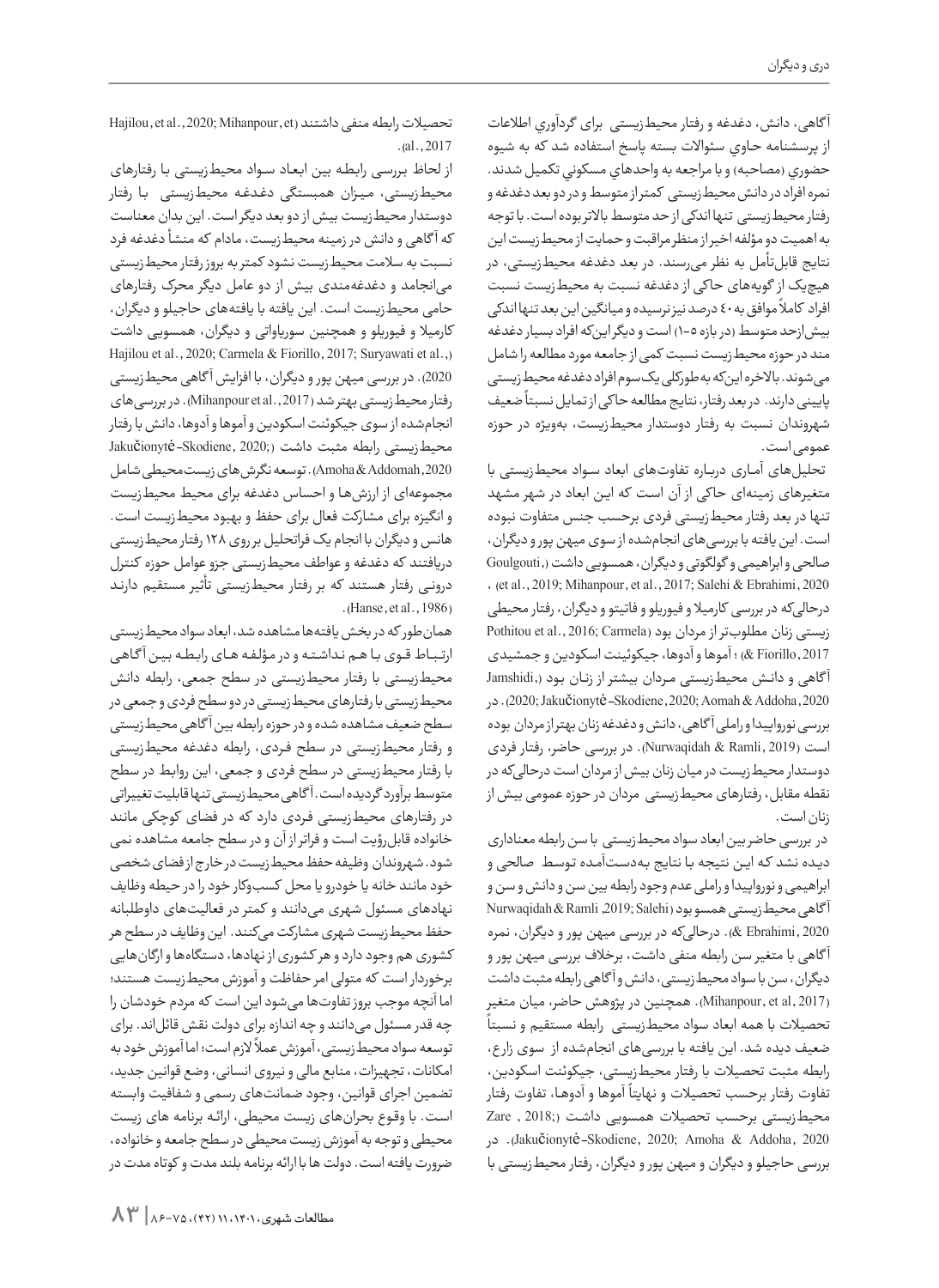آگاهی، دانش، دغدغه و رفتار محیط‌زیستی براي گردآوري اطلاعات از پرسشنامه حاوي سئوالات بسته پاسخ استفاده شد که به شیوه حضوري (مصاحبه) و با مراجعه به واحدهاي مسکوني تکمیل شدند. نمره افراد در دانش محیط‌زیستی کمتر از متوسط و در دو بعد دغدغه و رفتار محیط‌زیستی تنها اندکی از حد متوسط بالاتر بوده است. با توجه به اهمیت دو مؤلفه اخیر از منظر مراقبت و حمایت از محیط‌زیست این نتایج قابل‌تأمل به نظر می‌رسند. در بعد دغدغه محیط‌زیستی، در هیچ‌یک از گویه‌های حاکی از دغدغه نسبت به محیط‌زیست نسبت افراد کاملاً موافق به ۴۰ درصد نیز نرسیده و میانگین این بعد تنها اندکی بیش از حد متوسط (در بازه ۵-۱) است و دیگر این‌که افراد بسیار دغدغه مند در حوزه محیط‌زیست نسبت کمی از جامعه مورد مطالعه را شامل می‌شوند. بالاخره این‌که به‌طورکلی یک‌سوم افراد دغدغه محیط‌زیستی پایینی دارند. در بعد رفتار، نتایج مطالعه حاکی از تمایل نسبتاً ضعیف شهروندان نسبت به رفتار دوستدار محیط‌زیست، به‌ویژه در حوزه عمومی است.

تحلیل‌های آماری درباره تفاوت‌های ابعاد سواد محیط‌زیستی با متغیرهای زمینه‌ای حاکی از آن است که این ابعاد در شهر مشهد تنها در بعد رفتار محیط‌زیستی فردی برحسب جنس متفاوت نبوده است. این یافته با بررسی‌های انجام‌شده از سوی میهن پور و دیگران، صالحی و ابراهیمی و گولگوتی و دیگران، همسویی داشت (Goulgouti, et al., 2019; Mihanpour, et al., 2017; Salehi & Ebrahimi, 2020)، درحالی‌که در بررسی کارمیلا و فیوریلو و فاتیتو و دیگران، رفتار محیطی زیستی زنان مطلوب‌تر از مردان بود (Pothitou et al., 2016; Carmela & Fiorillo, 2017)؛ آموها و آدوها، جیکوئینت اسکودین و جمشیدی آگاهی و دانش محیط‌زیستی مردان بیشتر از زنان بود (Jamshidi, 2020; Jakučionytė-Skodiene, 2020; Aomah & Addoha, 2020). در بررسی نوروایپیدا و راملی آگاهی، دانش و دغدغه زنان بهتر از مردان بوده است (Nurwaqidah & Ramli, 2019). در بررسی حاضر، رفتار فردی دوستدار محیط‌زیست در میان زنان بیش از مردان است درحالی‌که در نقطه مقابل، رفتارهای محیط‌زیستی مردان در حوزه عمومی بیش از زنان است.

در بررسی حاضر بین ابعاد سواد محیط‌زیستی با سن رابطه معناداری دیده نشد که این نتیجه با نتایج به‌دست‌آمده توسط صالحی و ابراهیمی و نوروایپیدا و راملی و عدم وجود رابطه بین سن و دانش و سن و آگاهی محیط‌زیستی همسو بود (Nurwaqidah & Ramli ,2019; Salehi & Ebrahimi, 2020). درحالی‌که در بررسی میهن پور و دیگران، نمره آگاهی با متغیر سن رابطه منفی داشت، برخلاف بررسی میهن پور و دیگران، سن با سواد محیط‌زیستی، دانش و آگاهی رابطه مثبت داشت (Mihanpour, et al, 2017). همچنین در پژوهش حاضر، میان متغیر تحصیلات با همه ابعاد سواد محیط‌زیستی رابطه مستقیم و نسبتاً ضعیف دیده شد. این یافته با بررسی‌های انجام‌شده از سوی زارع، رابطه مثبت تحصیلات با رفتار محیط‌زیستی، جیکوئینت اسکودین، تفاوت رفتار برحسب تحصیلات و نهایتاً آموها و آدوها، تفاوت رفتار محیط‌زیستی برحسب تحصیلات همسویی داشت (Zare , 2018; Jakučionytė-Skodiene, 2020; Amoha & Addoha, 2020). در بررسی حاجیلو و دیگران و میهن پور و دیگران، رفتار محیط‌زیستی با تحصیلات رابطه منفی داشتند (Hajilou, et al., 2020; Mihanpour, et al., 2017).

از لحاظ بررسی رابطه بین ابعاد سواد محیط‌زیستی با رفتارهای محیط‌زیستی، میزان همبستگی دغدغه محیط‌زیستی با رفتار دوستدار محیط‌زیست بیش از دو بعد دیگر است. این بدان معناست که آگاهی و دانش در زمینه محیط‌زیست، مادام که منشأ دغدغه فرد نسبت به سلامت محیط‌زیست نشود کمتر به بروز رفتار محیط‌زیستی می‌انجامد و دغدغه‌مندی بیش از دو عامل دیگر محرک رفتارهای حامی محیط‌زیست است. این یافته با یافته‌های حاجیلو و دیگران، کارمیلا و فیوریلو و همچنین سوریاواتی و دیگران، همسویی داشت (Hajilou et al., 2020; Carmela & Fiorillo, 2017; Suryawati et al., 2020). در بررسی میهن پور و دیگران، با افزایش آگاهی محیط‌زیستی رفتار محیط‌زیستی بهتر شد (Mihanpour et al., 2017). در بررسی‌های انجام‌شده از سوی جیکوئنت اسکودین و آموها و آدوها، دانش با رفتار محیط‌زیستی رابطه مثبت داشت (Jakučionytė-Skodiene, 2020; Amoha & Addomah, 2020). توسعه نگرش‌های زیست‌محیطی شامل مجموعه‌ای از ارزش‌ها و احساس دغدغه برای محیط محیط‌زیست و انگیزه برای مشارکت فعال برای حفظ و بهبود محیط‌زیست است. هانس و دیگران با انجام یک فراتحلیل بر روی ۱۲۸ رفتار محیط‌زیستی دریافتند که دغدغه و عواطف محیط‌زیستی جزو عوامل حوزه کنترل درونی رفتار هستند که بر رفتار محیط‌زیستی تأثیر مستقیم دارند (Hanse, et al., 1986).

همان‌طور که در بخش یافته‌ها مشاهده شد، ابعاد سواد محیط‌زیستی ارتباط قوی با هم نداشته و در مؤلفه های رابطه بین آگاهی محیط‌زیستی با رفتار محیط‌زیستی در سطح جمعی، رابطه دانش محیط‌زیستی با رفتارهای محیط‌زیستی در دو سطح فردی و جمعی در سطح ضعیف مشاهده شده و در حوزه رابطه بین آگاهی محیط‌زیستی و رفتار محیط‌زیستی در سطح فردی، رابطه دغدغه محیط‌زیستی با رفتار محیط‌زیستی در سطح فردی و جمعی، این روابط در سطح متوسط برآورد گردیده است. آگاهی محیط‌زیستی تنها قابلیت تغییراتی در رفتارهای محیط‌زیستی فردی دارد که در فضای کوچکی مانند خانواده قابل‌رؤیت است و فراتر از آن و در سطح جامعه مشاهده نمی شود. شهروندان وظیفه حفظ محیط‌زیست در خارج از فضای شخصی خود مانند خانه یا خودرو یا محل کسب‌وکار خود را در حیطه وظایف نهادهای مسئول شهری می‌دانند و کمتر در فعالیت‌های داوطلبانه حفظ محیط‌زیست شهری مشارکت می‌کنند. این وظایف در سطح هر کشوری هم وجود دارد و هر کشوری از نهادها، دستگاه‌ها و ارگان‌هایی برخوردار است که متولی امر حفاظت و آموزش محیط‌زیست هستند؛ اما آنچه موجب بروز تفاوت‌ها می‌شود این است که مردم خودشان را چه قدر مسئول می‌دانند و چه اندازه برای دولت نقش قائل‌اند. برای توسعه سواد محیط‌زیستی، آموزش عملاً لازم است؛ اما آموزش خود به امکانات، تجهیزات، منابع مالی و نیروی انسانی، وضع قوانین جدید، تضمین اجرای قوانین، وجود ضمانت‌های رسمی و شفافیت وابسته است. با وقوع بحران‌های زیست محیطی، ارائه برنامه های زیست محیطی و توجه به آموزش زیست محیطی در سطح جامعه و خانواده، ضرورت یافته است. دولت ها با ارائه برنامه بلند مدت و کوتاه مدت در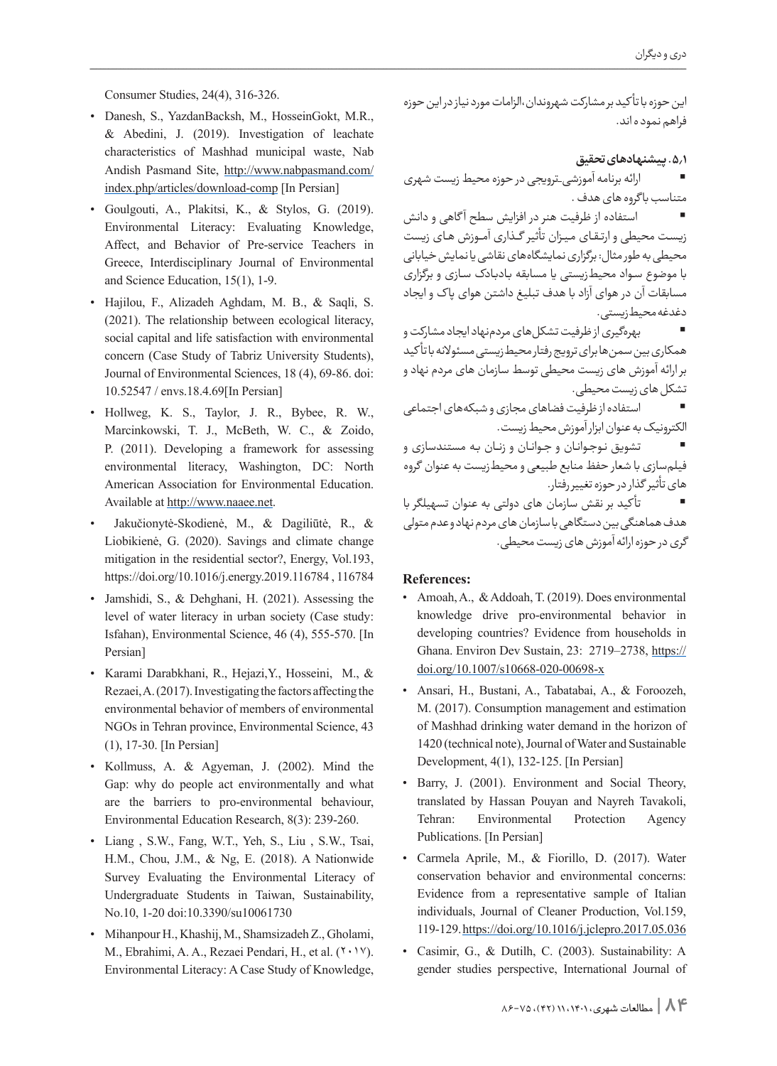این حوزه با تأکید بر مشارکت شهروندان، الزامات مورد نیاز در این حوزه فراهم نموده اند.

### ۵٫۱. پیشنهادهای تحقیق

- ارائه برنامه آموزشی-ترویجی در حوزه محیط زیست شهری متناسب با گروه های هدف .
- استفاده از ظرفیت هنر در افزایش سطح آگاهی و دانش زیست محیطی و ارتقای میزان تأثیر گذاری آموزش های زیست محیطی به طور مثال: برگزاری نمایشگاه‌های نقاشی یا نمایش خیابانی با موضوع سواد محیط‌زیستی یا مسابقه بادبادک سازی و برگزاری مسابقات آن در هوای آزاد با هدف تبلیغ داشتن هوای پاک و ایجاد دغدغه محیط‌زیستی.
- بهره‌گیری از ظرفیت تشکل‌های مردم‌نهاد ایجاد مشارکت و همکاری بین سمن‌ها برای ترویج رفتار محیط‌زیستی مسئولانه با تأکید بر ارائه آموزش های زیست محیطی توسط سازمان های مردم نهاد و تشکل های زیست محیطی.
- استفاده از ظرفیت فضاهای مجازی و شبکه‌های اجتماعی الکترونیک به عنوان ابزار آموزش محیط زیست.
- تشویق نوجوانان و جوانان و زنان به مستندسازی و فیلم‌سازی با شعار حفظ منابع طبیعی و محیط‌زیست به عنوان گروه های تأثیر‌گذار در حوزه تغییر رفتار.
- تأکید بر نقش سازمان های دولتی به عنوان تسهیلگر با هدف هماهنگی بین دستگاهی با سازمان های مردم نهاد و عدم متولی گری در حوزه ارائه آموزش های زیست محیطی.

## References:

- Amoah, A., & Addoah, T. (2019). Does environmental knowledge drive pro-environmental behavior in developing countries? Evidence from households in Ghana. Environ Dev Sustain, 23: 2719–2738, https://doi.org/10.1007/s10668-020-00698-x
- Ansari, H., Bustani, A., Tabatabai, A., & Foroozeh, M. (2017). Consumption management and estimation of Mashhad drinking water demand in the horizon of 1420 (technical note), Journal of Water and Sustainable Development, 4(1), 132-125. [In Persian]
- Barry, J. (2001). Environment and Social Theory, translated by Hassan Pouyan and Nayreh Tavakoli, Tehran: Environmental Protection Agency Publications. [In Persian]
- Carmela Aprile, M., & Fiorillo, D. (2017). Water conservation behavior and environmental concerns: Evidence from a representative sample of Italian individuals, Journal of Cleaner Production, Vol.159, 119-129. https://doi.org/10.1016/j.jclepro.2017.05.036
- Casimir, G., & Dutilh, C. (2003). Sustainability: A gender studies perspective, International Journal of Consumer Studies, 24(4), 316-326.
- Danesh, S., YazdanBacksh, M., HosseinGokt, M.R., & Abedini, J. (2019). Investigation of leachate characteristics of Mashhad municipal waste, Nab Andish Pasmand Site, http://www.nabpasmand.com/index.php/articles/download-comp [In Persian]
- Goulgouti, A., Plakitsi, K., & Stylos, G. (2019). Environmental Literacy: Evaluating Knowledge, Affect, and Behavior of Pre-service Teachers in Greece, Interdisciplinary Journal of Environmental and Science Education, 15(1), 1-9.
- Hajilou, F., Alizadeh Aghdam, M. B., & Saqli, S. (2021). The relationship between ecological literacy, social capital and life satisfaction with environmental concern (Case Study of Tabriz University Students), Journal of Environmental Sciences, 18 (4), 69-86. doi: 10.52547 / envs.18.4.69[In Persian]
- Hollweg, K. S., Taylor, J. R., Bybee, R. W., Marcinkowski, T. J., McBeth, W. C., & Zoido, P. (2011). Developing a framework for assessing environmental literacy, Washington, DC: North American Association for Environmental Education. Available at http://www.naaee.net.
- Jakučionytė-Skodienė, M., & Dagiliūtė, R., & Liobikienė, G. (2020). Savings and climate change mitigation in the residential sector?, Energy, Vol.193, https://doi.org/10.1016/j.energy.2019.116784 , 116784
- Jamshidi, S., & Dehghani, H. (2021). Assessing the level of water literacy in urban society (Case study: Isfahan), Environmental Science, 46 (4), 555-570. [In Persian]
- Karami Darabkhani, R., Hejazi,Y., Hosseini, M., & Rezaei, A. (2017). Investigating the factors affecting the environmental behavior of members of environmental NGOs in Tehran province, Environmental Science, 43 (1), 17-30. [In Persian]
- Kollmuss, A. & Agyeman, J. (2002). Mind the Gap: why do people act environmentally and what are the barriers to pro-environmental behaviour, Environmental Education Research, 8(3): 239-260.
- Liang , S.W., Fang, W.T., Yeh, S., Liu , S.W., Tsai, H.M., Chou, J.M., & Ng, E. (2018). A Nationwide Survey Evaluating the Environmental Literacy of Undergraduate Students in Taiwan, Sustainability, No.10, 1-20 doi:10.3390/su10061730
- Mihanpour H., Khashij, M., Shamsizadeh Z., Gholami, M., Ebrahimi, A. A., Rezaei Pendari, H., et al. (۲۰۱۷). Environmental Literacy: A Case Study of Knowledge,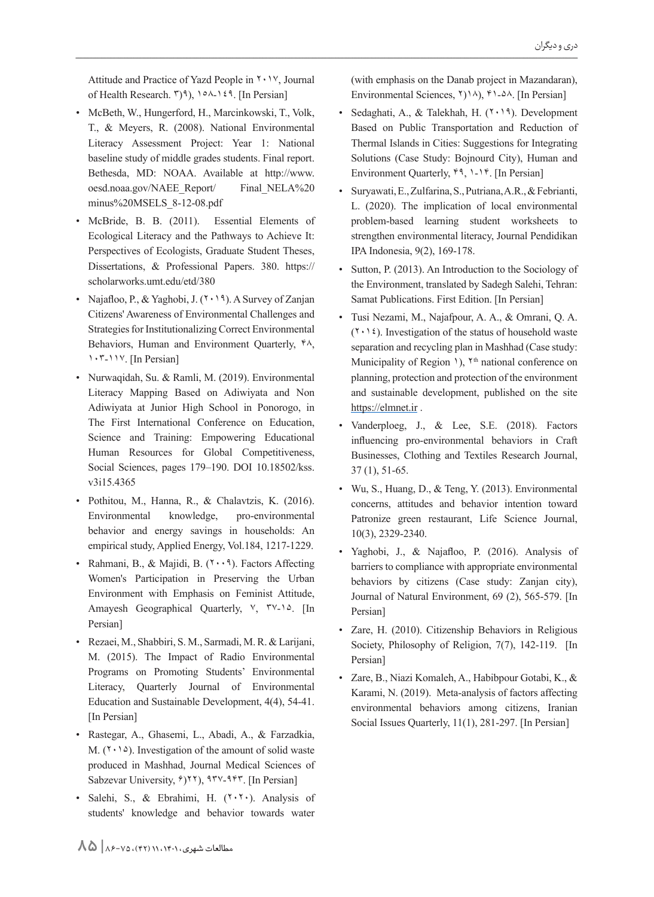Attitude and Practice of Yazd People in ۲۰۱۷, Journal of Health Research. ۳)۹), ۱۵۸-۱٤۹. [In Persian]

- McBeth, W., Hungerford, H., Marcinkowski, T., Volk, T., & Meyers, R. (2008). National Environmental Literacy Assessment Project: Year 1: National baseline study of middle grades students. Final report. Bethesda, MD: NOAA. Available at http://www.oesd.noaa.gov/NAEE_Report/ Final_NELA%20minus%20MSELS_8-12-08.pdf
- McBride, B. B. (2011). Essential Elements of Ecological Literacy and the Pathways to Achieve It: Perspectives of Ecologists, Graduate Student Theses, Dissertations, & Professional Papers. 380. https://scholarworks.umt.edu/etd/380
- Najafloo, P., & Yaghobi, J. (۲۰۱۹). A Survey of Zanjan Citizens' Awareness of Environmental Challenges and Strategies for Institutionalizing Correct Environmental Behaviors, Human and Environment Quarterly, ۴۸, ۱۰۳-۱۱۷. [In Persian]
- Nurwaqidah, Su. & Ramli, M. (2019). Environmental Literacy Mapping Based on Adiwiyata and Non Adiwiyata at Junior High School in Ponorogo, in The First International Conference on Education, Science and Training: Empowering Educational Human Resources for Global Competitiveness, Social Sciences, pages 179–190. DOI 10.18502/kss.v3i15.4365
- Pothitou, M., Hanna, R., & Chalavtzis, K. (2016). Environmental knowledge, pro-environmental behavior and energy savings in households: An empirical study, Applied Energy, Vol.184, 1217-1229.
- Rahmani, B., & Majidi, B. (۲۰۰۹). Factors Affecting Women's Participation in Preserving the Urban Environment with Emphasis on Feminist Attitude, Amayesh Geographical Quarterly, ۷, ۳۷-۱۵. [In Persian]
- Rezaei, M., Shabbiri, S. M., Sarmadi, M. R. & Larijani, M. (2015). The Impact of Radio Environmental Programs on Promoting Students' Environmental Literacy, Quarterly Journal of Environmental Education and Sustainable Development, 4(4), 54-41. [In Persian]
- Rastegar, A., Ghasemi, L., Abadi, A., & Farzadkia, M. (۲۰۱۵). Investigation of the amount of solid waste produced in Mashhad, Journal Medical Sciences of Sabzevar University, ۶)۲۲), ۹۳۷-۹۴۳. [In Persian]
- Salehi, S., & Ebrahimi, H. (۲۰۲۰). Analysis of students' knowledge and behavior towards water (with emphasis on the Danab project in Mazandaran), Environmental Sciences, ۲)۱۸), ۴۱-۵۸. [In Persian]
- Sedaghati, A., & Talekhah, H. (۲۰۱۹). Development Based on Public Transportation and Reduction of Thermal Islands in Cities: Suggestions for Integrating Solutions (Case Study: Bojnourd City), Human and Environment Quarterly, ۴۹, ۱-۱۴. [In Persian]
- Suryawati, E., Zulfarina, S., Putriana, A.R., & Febrianti, L. (2020). The implication of local environmental problem-based learning student worksheets to strengthen environmental literacy, Journal Pendidikan IPA Indonesia, 9(2), 169-178.
- Sutton, P. (2013). An Introduction to the Sociology of the Environment, translated by Sadegh Salehi, Tehran: Samat Publications. First Edition. [In Persian]
- Tusi Nezami, M., Najafpour, A. A., & Omrani, Q. A. (۲۰۱٤). Investigation of the status of household waste separation and recycling plan in Mashhad (Case study: Municipality of Region ۱), ۲th national conference on planning, protection and protection of the environment and sustainable development, published on the site https://elmnet.ir .
- Vanderploeg, J., & Lee, S.E. (2018). Factors influencing pro-environmental behaviors in Craft Businesses, Clothing and Textiles Research Journal, 37 (1), 51-65.
- Wu, S., Huang, D., & Teng, Y. (2013). Environmental concerns, attitudes and behavior intention toward Patronize green restaurant, Life Science Journal, 10(3), 2329-2340.
- Yaghobi, J., & Najafloo, P. (2016). Analysis of barriers to compliance with appropriate environmental behaviors by citizens (Case study: Zanjan city), Journal of Natural Environment, 69 (2), 565-579. [In Persian]
- Zare, H. (2010). Citizenship Behaviors in Religious Society, Philosophy of Religion, 7(7), 142-119. [In Persian]
- Zare, B., Niazi Komaleh, A., Habibpour Gotabi, K., & Karami, N. (2019). Meta-analysis of factors affecting environmental behaviors among citizens, Iranian Social Issues Quarterly, 11(1), 281-297. [In Persian]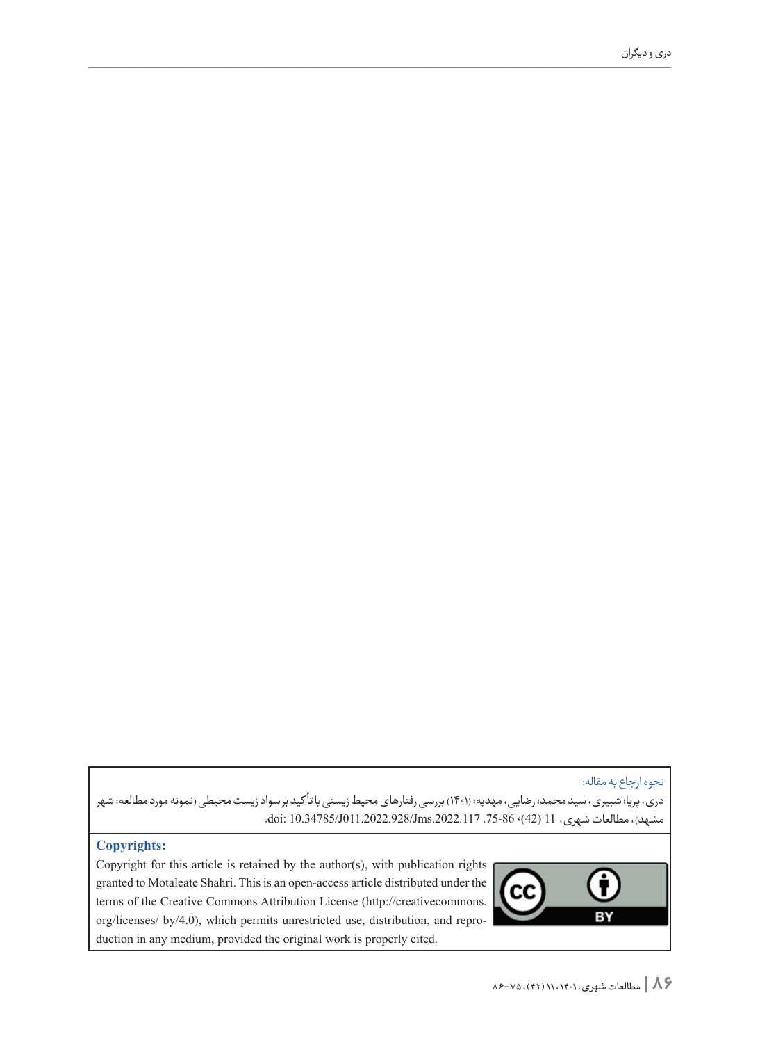نحوه ارجاع به مقاله:

دری، پریا؛ شبیری، سید محمد؛ رضایی، مهدیه؛ (۱۴۰۱) بررسی رفتارهای محیط زیستی با تأکید بر سواد زیست محیطی (نمونه مورد مطالعه: شهر مشهد)، مطالعات شهری، 11 (42)، 86-75. doi: 10.34785/J011.2022.928/Jms.2022.117.

**Copyrights:**

Copyright for this article is retained by the author(s), with publication rights granted to Motaleate Shahri. This is an open-access article distributed under the terms of the Creative Commons Attribution License (http://creativecommons.org/licenses/ by/4.0), which permits unrestricted use, distribution, and reproduction in any medium, provided the original work is properly cited.